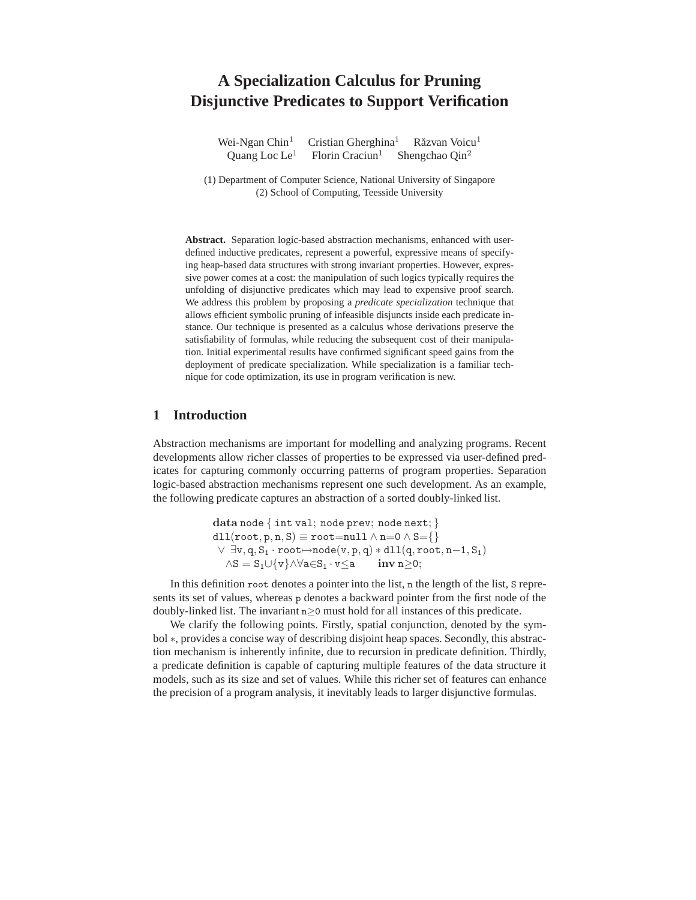# A Specialization Calculus for Pruning Disjunctive Predicates to Support Verification

Wei-Ngan Chin[1] Cristian Gherghina[1] Răzvan Voicu[1]
Quang Loc Le[1] Florin Craciun[1] Shengchao Qin[2]

(1) Department of Computer Science, National University of Singapore
(2) School of Computing, Teesside University

**Abstract.** Separation logic-based abstraction mechanisms, enhanced with user-defined inductive predicates, represent a powerful, expressive means of specifying heap-based data structures with strong invariant properties. However, expressive power comes at a cost: the manipulation of such logics typically requires the unfolding of disjunctive predicates which may lead to expensive proof search. We address this problem by proposing a *predicate specialization* technique that allows efficient symbolic pruning of infeasible disjuncts inside each predicate instance. Our technique is presented as a calculus whose derivations preserve the satisfiability of formulas, while reducing the subsequent cost of their manipulation. Initial experimental results have confirmed significant speed gains from the deployment of predicate specialization. While specialization is a familiar technique for code optimization, its use in program verification is new.

## 1 Introduction

Abstraction mechanisms are important for modelling and analyzing programs. Recent developments allow richer classes of properties to be expressed via user-defined predicates for capturing commonly occurring patterns of program properties. Separation logic-based abstraction mechanisms represent one such development. As an example, the following predicate captures an abstraction of a sorted doubly-linked list.

$$
\begin{array}{l}
\mathbf{data}\ \mathtt{node}\ \{\ \mathtt{int\ val};\ \mathtt{node\ prev};\ \mathtt{node\ next};\}\\
\mathtt{dll}(\mathtt{root},\mathtt{p},\mathtt{n},\mathtt{S}) \equiv \mathtt{root}{=}\mathtt{null} \wedge \mathtt{n}{=}0 \wedge \mathtt{S}{=}\{\}\\
\ \vee\ \exists \mathtt{v},\mathtt{q},\mathtt{S_1} \cdot \mathtt{root}{\mapsto}\mathtt{node}(\mathtt{v},\mathtt{p},\mathtt{q}) * \mathtt{dll}(\mathtt{q},\mathtt{root},\mathtt{n}{-}1,\mathtt{S_1})\\
\quad \wedge \mathtt{S} = \mathtt{S_1}{\cup}\{\mathtt{v}\}{\wedge}\forall \mathtt{a}{\in}\mathtt{S_1} \cdot \mathtt{v}{\leq}\mathtt{a} \qquad \mathbf{inv}\ \mathtt{n}{\geq}0;
\end{array}
$$

In this definition $\mathtt{root}$ denotes a pointer into the list, $\mathtt{n}$ the length of the list, $\mathtt{S}$ represents its set of values, whereas $\mathtt{p}$ denotes a backward pointer from the first node of the doubly-linked list. The invariant $\mathtt{n}{\geq}0$ must hold for all instances of this predicate.

We clarify the following points. Firstly, spatial conjunction, denoted by the symbol $*$, provides a concise way of describing disjoint heap spaces. Secondly, this abstraction mechanism is inherently infinite, due to recursion in predicate definition. Thirdly, a predicate definition is capable of capturing multiple features of the data structure it models, such as its size and set of values. While this richer set of features can enhance the precision of a program analysis, it inevitably leads to larger disjunctive formulas.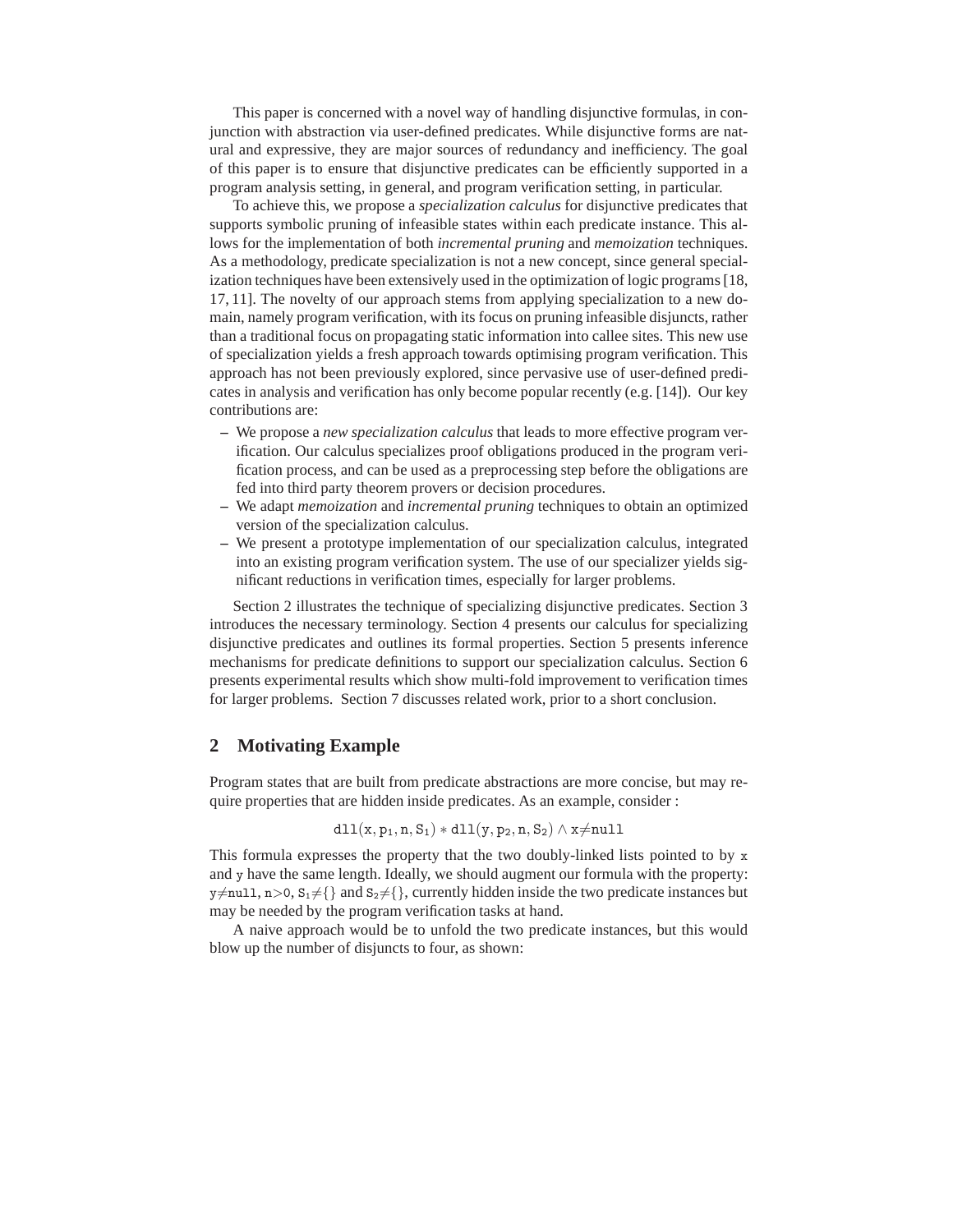This paper is concerned with a novel way of handling disjunctive formulas, in conjunction with abstraction via user-defined predicates. While disjunctive forms are natural and expressive, they are major sources of redundancy and inefficiency. The goal of this paper is to ensure that disjunctive predicates can be efficiently supported in a program analysis setting, in general, and program verification setting, in particular.

To achieve this, we propose a *specialization calculus* for disjunctive predicates that supports symbolic pruning of infeasible states within each predicate instance. This allows for the implementation of both *incremental pruning* and *memoization* techniques. As a methodology, predicate specialization is not a new concept, since general specialization techniques have been extensively used in the optimization of logic programs [18, 17, 11]. The novelty of our approach stems from applying specialization to a new domain, namely program verification, with its focus on pruning infeasible disjuncts, rather than a traditional focus on propagating static information into callee sites. This new use of specialization yields a fresh approach towards optimising program verification. This approach has not been previously explored, since pervasive use of user-defined predicates in analysis and verification has only become popular recently (e.g. [14]). Our key contributions are:

- We propose a *new specialization calculus* that leads to more effective program verification. Our calculus specializes proof obligations produced in the program verification process, and can be used as a preprocessing step before the obligations are fed into third party theorem provers or decision procedures.
- We adapt *memoization* and *incremental pruning* techniques to obtain an optimized version of the specialization calculus.
- We present a prototype implementation of our specialization calculus, integrated into an existing program verification system. The use of our specializer yields significant reductions in verification times, especially for larger problems.

Section 2 illustrates the technique of specializing disjunctive predicates. Section 3 introduces the necessary terminology. Section 4 presents our calculus for specializing disjunctive predicates and outlines its formal properties. Section 5 presents inference mechanisms for predicate definitions to support our specialization calculus. Section 6 presents experimental results which show multi-fold improvement to verification times for larger problems. Section 7 discusses related work, prior to a short conclusion.

## 2 Motivating Example

Program states that are built from predicate abstractions are more concise, but may require properties that are hidden inside predicates. As an example, consider :

$$\mathtt{dll}(\mathtt{x}, \mathtt{p}_1, \mathtt{n}, \mathtt{S}_1) * \mathtt{dll}(\mathtt{y}, \mathtt{p}_2, \mathtt{n}, \mathtt{S}_2) \wedge \mathtt{x}{\neq}\mathtt{null}$$

This formula expresses the property that the two doubly-linked lists pointed to by x and y have the same length. Ideally, we should augment our formula with the property: $\mathtt{y}{\neq}\mathtt{null}$, $\mathtt{n}{>}0$, $\mathtt{S}_1{\neq}\{\}$ and $\mathtt{S}_2{\neq}\{\}$, currently hidden inside the two predicate instances but may be needed by the program verification tasks at hand.

A naive approach would be to unfold the two predicate instances, but this would blow up the number of disjuncts to four, as shown: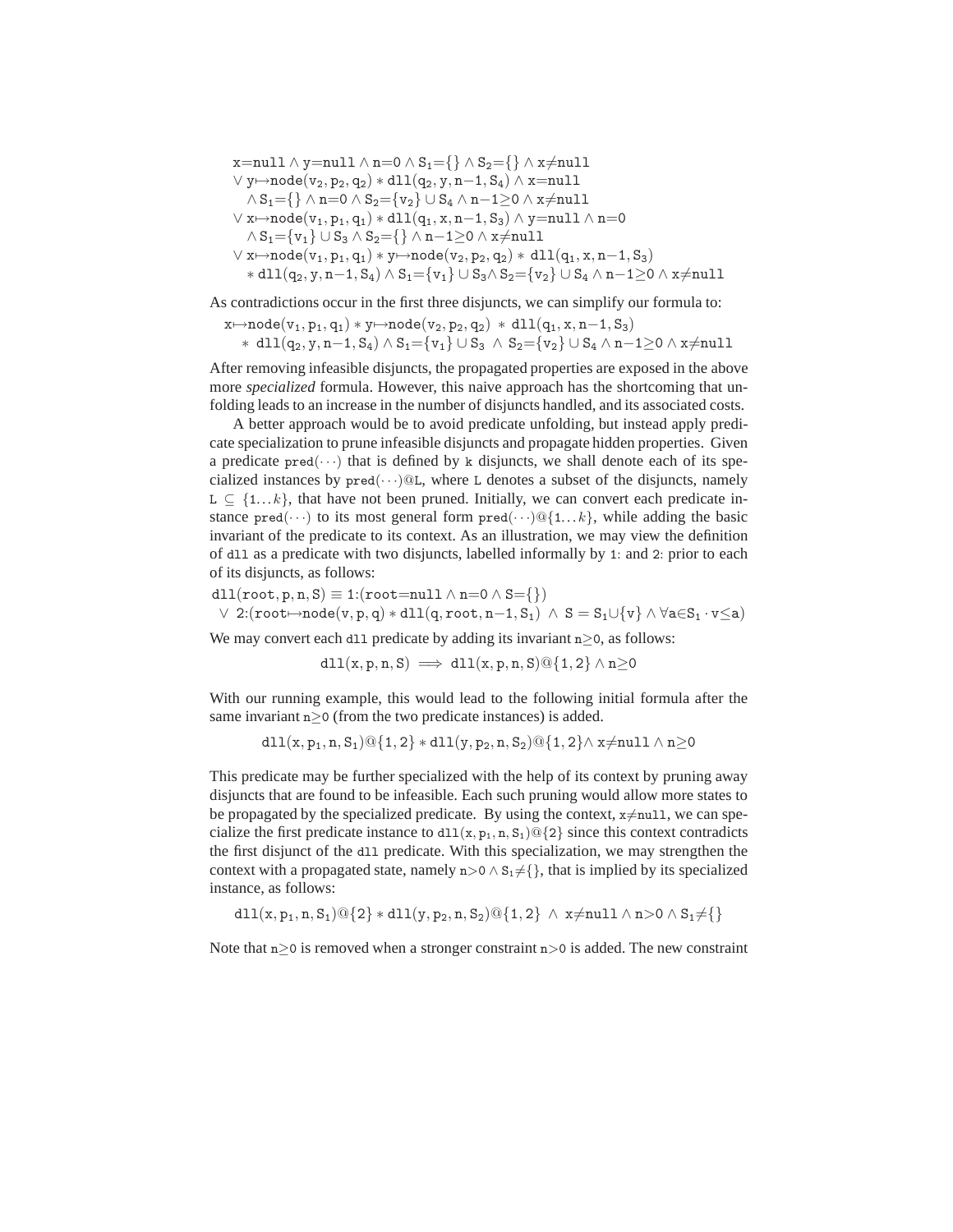$$
\begin{array}{l}
\mathtt{x}{=}\mathtt{null} \wedge \mathtt{y}{=}\mathtt{null} \wedge \mathtt{n}{=}0 \wedge \mathtt{S}_1{=}\{\} \wedge \mathtt{S}_2{=}\{\} \wedge \mathtt{x}{\neq}\mathtt{null} \\
\vee\ \mathtt{y}{\mapsto}\mathtt{node}(\mathtt{v}_2,\mathtt{p}_2,\mathtt{q}_2) * \mathtt{dll}(\mathtt{q}_2,\mathtt{y},\mathtt{n}{-}1,\mathtt{S}_4) \wedge \mathtt{x}{=}\mathtt{null} \\
\quad \wedge\, \mathtt{S}_1{=}\{\} \wedge \mathtt{n}{=}0 \wedge \mathtt{S}_2{=}\{\mathtt{v}_2\} \cup \mathtt{S}_4 \wedge \mathtt{n}{-}1{\geq}0 \wedge \mathtt{x}{\neq}\mathtt{null} \\
\vee\ \mathtt{x}{\mapsto}\mathtt{node}(\mathtt{v}_1,\mathtt{p}_1,\mathtt{q}_1) * \mathtt{dll}(\mathtt{q}_1,\mathtt{x},\mathtt{n}{-}1,\mathtt{S}_3) \wedge \mathtt{y}{=}\mathtt{null} \wedge \mathtt{n}{=}0 \\
\quad \wedge\, \mathtt{S}_1{=}\{\mathtt{v}_1\} \cup \mathtt{S}_3 \wedge \mathtt{S}_2{=}\{\} \wedge \mathtt{n}{-}1{\geq}0 \wedge \mathtt{x}{\neq}\mathtt{null} \\
\vee\ \mathtt{x}{\mapsto}\mathtt{node}(\mathtt{v}_1,\mathtt{p}_1,\mathtt{q}_1) * \mathtt{y}{\mapsto}\mathtt{node}(\mathtt{v}_2,\mathtt{p}_2,\mathtt{q}_2) * \mathtt{dll}(\mathtt{q}_1,\mathtt{x},\mathtt{n}{-}1,\mathtt{S}_3) \\
\quad *\, \mathtt{dll}(\mathtt{q}_2,\mathtt{y},\mathtt{n}{-}1,\mathtt{S}_4) \wedge \mathtt{S}_1{=}\{\mathtt{v}_1\} \cup \mathtt{S}_3 \wedge \mathtt{S}_2{=}\{\mathtt{v}_2\} \cup \mathtt{S}_4 \wedge \mathtt{n}{-}1{\geq}0 \wedge \mathtt{x}{\neq}\mathtt{null}
\end{array}
$$

As contradictions occur in the first three disjuncts, we can simplify our formula to:

$$
\begin{array}{l}
\mathtt{x}{\mapsto}\mathtt{node}(\mathtt{v}_1,\mathtt{p}_1,\mathtt{q}_1) * \mathtt{y}{\mapsto}\mathtt{node}(\mathtt{v}_2,\mathtt{p}_2,\mathtt{q}_2) * \mathtt{dll}(\mathtt{q}_1,\mathtt{x},\mathtt{n}{-}1,\mathtt{S}_3) \\
\quad *\, \mathtt{dll}(\mathtt{q}_2,\mathtt{y},\mathtt{n}{-}1,\mathtt{S}_4) \wedge \mathtt{S}_1{=}\{\mathtt{v}_1\} \cup \mathtt{S}_3 \wedge \mathtt{S}_2{=}\{\mathtt{v}_2\} \cup \mathtt{S}_4 \wedge \mathtt{n}{-}1{\geq}0 \wedge \mathtt{x}{\neq}\mathtt{null}
\end{array}
$$

After removing infeasible disjuncts, the propagated properties are exposed in the above more *specialized* formula. However, this naive approach has the shortcoming that unfolding leads to an increase in the number of disjuncts handled, and its associated costs.

A better approach would be to avoid predicate unfolding, but instead apply predicate specialization to prune infeasible disjuncts and propagate hidden properties. Given a predicate $\mathtt{pred}(\cdots)$ that is defined by $\mathtt{k}$ disjuncts, we shall denote each of its specialized instances by $\mathtt{pred}(\cdots)@\mathtt{L}$, where $\mathtt{L}$ denotes a subset of the disjuncts, namely $\mathtt{L} \subseteq \{1 \ldots k\}$, that have not been pruned. Initially, we can convert each predicate instance $\mathtt{pred}(\cdots)$ to its most general form $\mathtt{pred}(\cdots)@\{1 \ldots k\}$, while adding the basic invariant of the predicate to its context. As an illustration, we may view the definition of $\mathtt{dll}$ as a predicate with two disjuncts, labelled informally by 1: and 2: prior to each of its disjuncts, as follows:

$$
\begin{array}{l}
\mathtt{dll}(\mathtt{root},\mathtt{p},\mathtt{n},\mathtt{S}) \equiv 1{:}(\mathtt{root}{=}\mathtt{null} \wedge \mathtt{n}{=}0 \wedge \mathtt{S}{=}\{\}) \\
\ \vee\ 2{:}(\mathtt{root}{\mapsto}\mathtt{node}(\mathtt{v},\mathtt{p},\mathtt{q}) * \mathtt{dll}(\mathtt{q},\mathtt{root},\mathtt{n}{-}1,\mathtt{S}_1) \wedge \mathtt{S} = \mathtt{S}_1{\cup}\{\mathtt{v}\} \wedge \forall \mathtt{a}{\in}\mathtt{S}_1 \cdot \mathtt{v}{\leq}\mathtt{a})
\end{array}
$$

We may convert each $\mathtt{dll}$ predicate by adding its invariant $\mathtt{n}{\geq}0$, as follows:

$$\mathtt{dll}(\mathtt{x},\mathtt{p},\mathtt{n},\mathtt{S}) \implies \mathtt{dll}(\mathtt{x},\mathtt{p},\mathtt{n},\mathtt{S})@\{1,2\} \wedge \mathtt{n}{\geq}0$$

With our running example, this would lead to the following initial formula after the same invariant $\mathtt{n}{\geq}0$ (from the two predicate instances) is added.

$$\mathtt{dll}(\mathtt{x},\mathtt{p}_1,\mathtt{n},\mathtt{S}_1)@\{1,2\} * \mathtt{dll}(\mathtt{y},\mathtt{p}_2,\mathtt{n},\mathtt{S}_2)@\{1,2\} \wedge \mathtt{x}{\neq}\mathtt{null} \wedge \mathtt{n}{\geq}0$$

This predicate may be further specialized with the help of its context by pruning away disjuncts that are found to be infeasible. Each such pruning would allow more states to be propagated by the specialized predicate. By using the context, $\mathtt{x}{\neq}\mathtt{null}$, we can specialize the first predicate instance to $\mathtt{dll}(\mathtt{x},\mathtt{p}_1,\mathtt{n},\mathtt{S}_1)@\{2\}$ since this context contradicts the first disjunct of the $\mathtt{dll}$ predicate. With this specialization, we may strengthen the context with a propagated state, namely $\mathtt{n}{>}0 \wedge \mathtt{S}_1{\neq}\{\}$, that is implied by its specialized instance, as follows:

$$\mathtt{dll}(\mathtt{x},\mathtt{p}_1,\mathtt{n},\mathtt{S}_1)@\{2\} * \mathtt{dll}(\mathtt{y},\mathtt{p}_2,\mathtt{n},\mathtt{S}_2)@\{1,2\} \ \wedge\ \mathtt{x}{\neq}\mathtt{null} \wedge \mathtt{n}{>}0 \wedge \mathtt{S}_1{\neq}\{\}$$

Note that $\mathtt{n}{\geq}0$ is removed when a stronger constraint $\mathtt{n}{>}0$ is added. The new constraint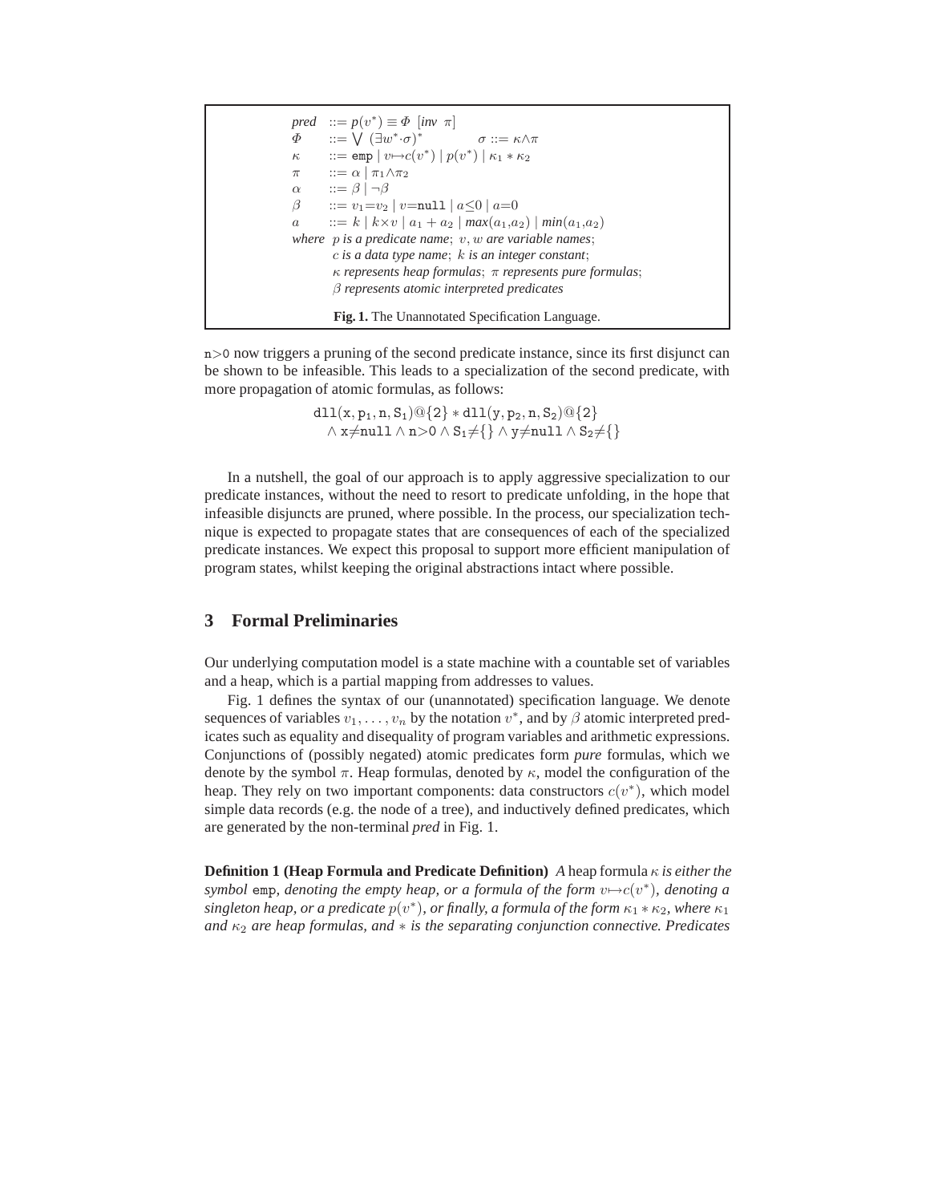$$
\begin{array}{lll}
\textit{pred} & ::= p(v^*) \equiv \Phi \;\; [\textit{inv}\;\; \pi] & \\
\Phi & ::= \bigvee \; (\exists w^* \cdot \sigma)^* & \sigma ::= \kappa \wedge \pi \\
\kappa & ::= \texttt{emp} \mid v \mapsto c(v^*) \mid p(v^*) \mid \kappa_1 * \kappa_2 & \\
\pi & ::= \alpha \mid \pi_1 \wedge \pi_2 & \\
\alpha & ::= \beta \mid \neg \beta & \\
\beta & ::= v_1 = v_2 \mid v = \texttt{null} \mid a \leq 0 \mid a = 0 & \\
a & ::= k \mid k \times v \mid a_1 + a_2 \mid \textit{max}(a_1, a_2) \mid \textit{min}(a_1, a_2) &
\end{array}
$$

*where* $p$ *is a predicate name*; $v, w$ *are variable names*;
$c$ *is a data type name*; $k$ *is an integer constant*;
$\kappa$ *represents heap formulas*; $\pi$ *represents pure formulas*;
$\beta$ *represents atomic interpreted predicates*

**Fig. 1.** The Unannotated Specification Language.

$\texttt{n}>\texttt{0}$ now triggers a pruning of the second predicate instance, since its first disjunct can be shown to be infeasible. This leads to a specialization of the second predicate, with more propagation of atomic formulas, as follows:

$$
\begin{array}{l}
\texttt{dll}(\texttt{x}, \texttt{p}_1, \texttt{n}, \texttt{S}_1)@\{2\} * \texttt{dll}(\texttt{y}, \texttt{p}_2, \texttt{n}, \texttt{S}_2)@\{2\} \\
\quad \wedge\, \texttt{x} \neq \texttt{null} \wedge \texttt{n} > \texttt{0} \wedge \texttt{S}_1 \neq \{\} \wedge \texttt{y} \neq \texttt{null} \wedge \texttt{S}_2 \neq \{\}
\end{array}
$$

In a nutshell, the goal of our approach is to apply aggressive specialization to our predicate instances, without the need to resort to predicate unfolding, in the hope that infeasible disjuncts are pruned, where possible. In the process, our specialization technique is expected to propagate states that are consequences of each of the specialized predicate instances. We expect this proposal to support more efficient manipulation of program states, whilst keeping the original abstractions intact where possible.

## 3 Formal Preliminaries

Our underlying computation model is a state machine with a countable set of variables and a heap, which is a partial mapping from addresses to values.

Fig. 1 defines the syntax of our (unannotated) specification language. We denote sequences of variables $v_1, \ldots, v_n$ by the notation $v^*$, and by $\beta$ atomic interpreted predicates such as equality and disequality of program variables and arithmetic expressions. Conjunctions of (possibly negated) atomic predicates form *pure* formulas, which we denote by the symbol $\pi$. Heap formulas, denoted by $\kappa$, model the configuration of the heap. They rely on two important components: data constructors $c(v^*)$, which model simple data records (e.g. the node of a tree), and inductively defined predicates, which are generated by the non-terminal *pred* in Fig. 1.

**Definition 1 (Heap Formula and Predicate Definition)** *A* heap formula $\kappa$ *is either the symbol* $\texttt{emp}$*, denoting the empty heap, or a formula of the form* $v \mapsto c(v^*)$*, denoting a singleton heap, or a predicate* $p(v^*)$*, or finally, a formula of the form* $\kappa_1 * \kappa_2$*, where* $\kappa_1$ *and* $\kappa_2$ *are heap formulas, and* $*$ *is the separating conjunction connective. Predicates*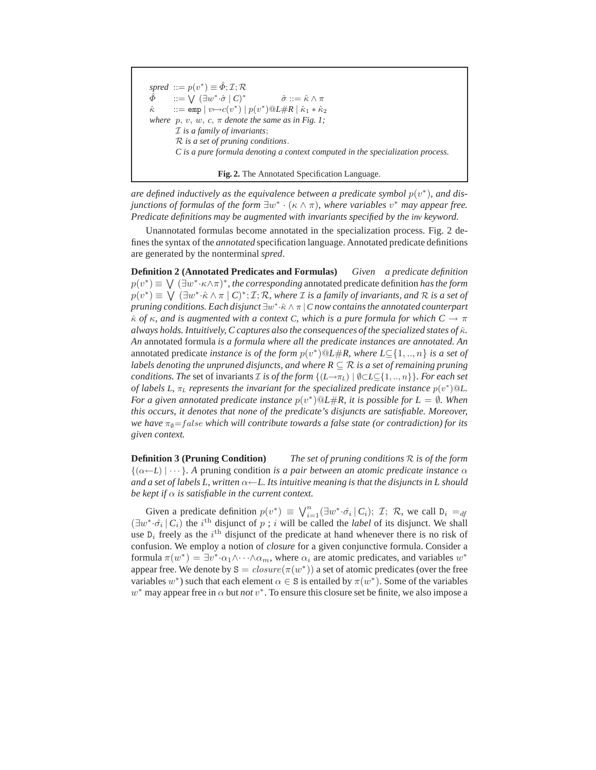*spred* $::= p(v^*) \equiv \hat{\Phi}; \mathcal{I}; \mathcal{R}$
$\hat{\Phi}$ $::= \bigvee\ (\exists w^* {\cdot} \hat{\sigma} \mid C)^*$ $\qquad \hat{\sigma} ::= \hat{\kappa} \wedge \pi$
$\hat{\kappa}$ $::= \texttt{emp} \mid v{\mapsto}c(v^*) \mid p(v^*)@L\#R \mid \hat{\kappa}_1 * \hat{\kappa}_2$
*where* $p, v, w, c, \pi$ *denote the same as in Fig. 1;*
$\mathcal{I}$ *is a family of invariants*;
$\mathcal{R}$ *is a set of pruning conditions*.
*C is a pure formula denoting a context computed in the specialization process.*

**Fig. 2.** The Annotated Specification Language.

*are defined inductively as the equivalence between a predicate symbol $p(v^*)$, and disjunctions of formulas of the form $\exists w^* \cdot (\kappa \wedge \pi)$, where variables $v^*$ may appear free. Predicate definitions may be augmented with invariants specified by the inv keyword.*

Unannotated formulas become annotated in the specialization process. Fig. 2 defines the syntax of the *annotated* specification language. Annotated predicate definitions are generated by the nonterminal *spred*.

**Definition 2 (Annotated Predicates and Formulas)** *Given a predicate definition $p(v^*) \equiv \bigvee\ (\exists w^* {\cdot} \kappa {\wedge} \pi)^*$, the corresponding* annotated predicate definition *has the form $p(v^*) \equiv \bigvee\ (\exists w^* {\cdot} \hat{\kappa} \wedge \pi \mid C)^*; \mathcal{I}; \mathcal{R}$, where $\mathcal{I}$ is a family of invariants, and $\mathcal{R}$ is a set of pruning conditions. Each disjunct $\exists w^* {\cdot} \hat{\kappa} \wedge \pi \mid C$ now contains the annotated counterpart $\hat{\kappa}$ of $\kappa$, and is augmented with a context C, which is a pure formula for which $C \rightarrow \pi$ always holds. Intuitively, C captures also the consequences of the specialized states of $\hat{\kappa}$. An* annotated formula *is a formula where all the predicate instances are annotated. An* annotated predicate *instance is of the form $p(v^*)@L\#R$, where $L \subseteq \{1, .., n\}$ is a set of labels denoting the unpruned disjuncts, and where $R \subseteq \mathcal{R}$ is a set of remaining pruning conditions. The* set of invariants *$\mathcal{I}$ is of the form $\{(L {\rightarrow} \pi_L) \mid \emptyset {\subset} L {\subseteq} \{1, .., n\}\}$. For each set of labels L, $\pi_L$ represents the invariant for the specialized predicate instance $p(v^*)@L$. For a given annotated predicate instance $p(v^*)@L\#R$, it is possible for $L = \emptyset$. When this occurs, it denotes that none of the predicate's disjuncts are satisfiable. Moreover, we have $\pi_\emptyset {=} false$ which will contribute towards a false state (or contradiction) for its given context.*

**Definition 3 (Pruning Condition)** *The set of pruning conditions $\mathcal{R}$ is of the form $\{(\alpha {\leftarrow} L) \mid \cdots\}$. A* pruning condition *is a pair between an atomic predicate instance $\alpha$ and a set of labels L, written $\alpha {\leftarrow} L$. Its intuitive meaning is that the disjuncts in L should be kept if $\alpha$ is satisfiable in the current context.*

Given a predicate definition $p(v^*) \equiv \bigvee_{i=1}^{n} (\exists w^* {\cdot} \hat{\sigma_i} \mid C_i);\ \mathcal{I};\ \mathcal{R}$, we call $\mathtt{D}_i =_{df} (\exists w^* {\cdot} \hat{\sigma_i} \mid C_i)$ the $i^{\text{th}}$ disjunct of $p$ ; $i$ will be called the *label* of its disjunct. We shall use $\mathtt{D}_i$ freely as the $i^{\text{th}}$ disjunct of the predicate at hand whenever there is no risk of confusion. We employ a notion of *closure* for a given conjunctive formula. Consider a formula $\pi(w^*) = \exists v^* {\cdot} \alpha_1 {\wedge} \cdots {\wedge} \alpha_m$, where $\alpha_i$ are atomic predicates, and variables $w^*$ appear free. We denote by $\mathtt{S} = closure(\pi(w^*))$ a set of atomic predicates (over the free variables $w^*$) such that each element $\alpha \in \mathtt{S}$ is entailed by $\pi(w^*)$. Some of the variables $w^*$ may appear free in $\alpha$ but *not* $v^*$. To ensure this closure set be finite, we also impose a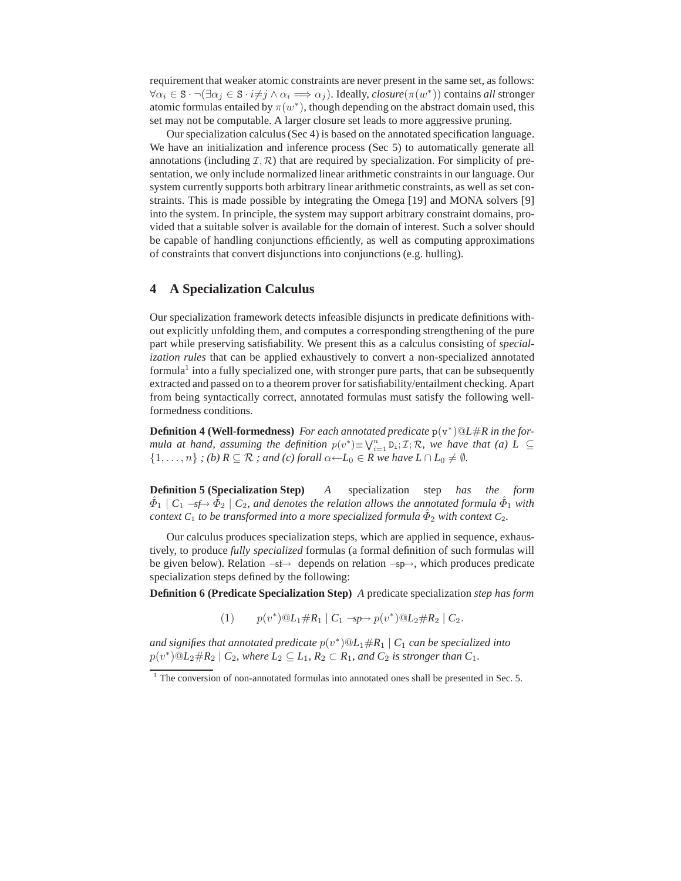requirement that weaker atomic constraints are never present in the same set, as follows: $\forall \alpha_i \in \mathtt{S} \cdot \neg(\exists \alpha_j \in \mathtt{S} \cdot i{\neq}j \wedge \alpha_i \implies \alpha_j)$. Ideally, *closure*$(\pi(w^*))$ contains *all* stronger atomic formulas entailed by $\pi(w^*)$, though depending on the abstract domain used, this set may not be computable. A larger closure set leads to more aggressive pruning.

Our specialization calculus (Sec 4) is based on the annotated specification language. We have an initialization and inference process (Sec 5) to automatically generate all annotations (including $\mathcal{I}, \mathcal{R}$) that are required by specialization. For simplicity of presentation, we only include normalized linear arithmetic constraints in our language. Our system currently supports both arbitrary linear arithmetic constraints, as well as set constraints. This is made possible by integrating the Omega [19] and MONA solvers [9] into the system. In principle, the system may support arbitrary constraint domains, provided that a suitable solver is available for the domain of interest. Such a solver should be capable of handling conjunctions efficiently, as well as computing approximations of constraints that convert disjunctions into conjunctions (e.g. hulling).

## 4 A Specialization Calculus

Our specialization framework detects infeasible disjuncts in predicate definitions without explicitly unfolding them, and computes a corresponding strengthening of the pure part while preserving satisfiability. We present this as a calculus consisting of *specialization rules* that can be applied exhaustively to convert a non-specialized annotated formula[1] into a fully specialized one, with stronger pure parts, that can be subsequently extracted and passed on to a theorem prover for satisfiability/entailment checking. Apart from being syntactically correct, annotated formulas must satisfy the following well-formedness conditions.

**Definition 4 (Well-formedness)** *For each annotated predicate* $\mathtt{p}(\mathtt{v}^*)@L\#R$ *in the formula at hand, assuming the definition* $p(v^*){\equiv}\bigvee_{i=1}^{n}\mathtt{D_i};\mathcal{I};\mathcal{R}$*, we have that (a)* $L \subseteq \{1,\ldots,n\}$ *; (b)* $R \subseteq \mathcal{R}$ *; and (c) forall* $\alpha{\leftarrow}L_0 \in R$ *we have* $L \cap L_0 \neq \emptyset$*.*

**Definition 5 (Specialization Step)** *A specialization step has the form* $\hat{\Phi}_1 \mid C_1 \xrightarrow{sf} \hat{\Phi}_2 \mid C_2$*, and denotes the relation allows the annotated formula* $\hat{\Phi}_1$ *with context* $C_1$ *to be transformed into a more specialized formula* $\hat{\Phi}_2$ *with context* $C_2$*.*

Our calculus produces specialization steps, which are applied in sequence, exhaustively, to produce *fully specialized* formulas (a formal definition of such formulas will be given below). Relation $\xrightarrow{sf}$ depends on relation $\xrightarrow{sp}$, which produces predicate specialization steps defined by the following:

**Definition 6 (Predicate Specialization Step)** *A* predicate specialization *step has form*

$$(1) \qquad p(v^*)@L_1\#R_1 \mid C_1 \xrightarrow{sp} p(v^*)@L_2\#R_2 \mid C_2.$$

*and signifies that annotated predicate* $p(v^*)@L_1\#R_1 \mid C_1$ *can be specialized into* $p(v^*)@L_2\#R_2 \mid C_2$*, where* $L_2 \subseteq L_1$*,* $R_2 \subset R_1$*, and* $C_2$ *is stronger than* $C_1$*.*

[1] The conversion of non-annotated formulas into annotated ones shall be presented in Sec. 5.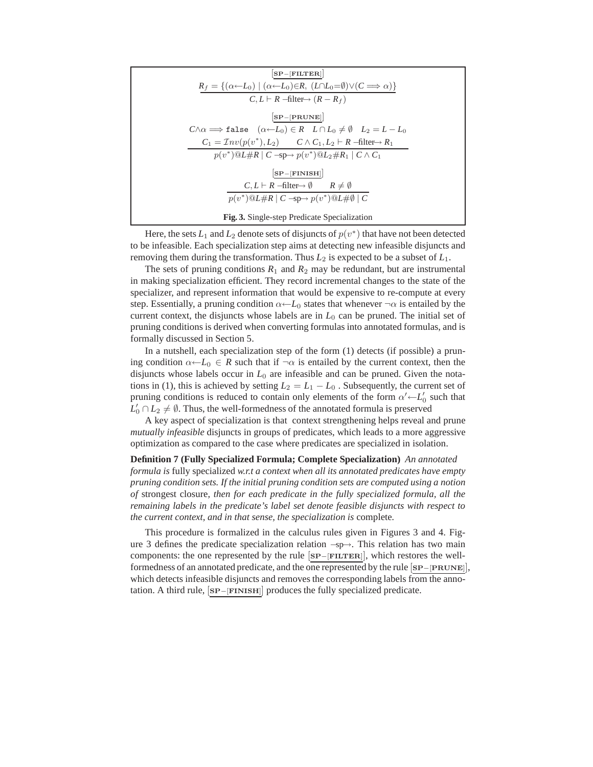$$\frac{R_f = \{(\alpha \leftarrow L_0) \mid (\alpha \leftarrow L_0) \in R,\ (L \cap L_0 = \emptyset) \vee (C \implies \alpha)\}}{C, L \vdash R \text{ --filter}\rightarrow (R - R_f)} \quad [\textbf{SP}-[\textbf{FILTER}]]$$

$$\frac{C \wedge \alpha \implies \texttt{false} \quad (\alpha \leftarrow L_0) \in R \quad L \cap L_0 \neq \emptyset \quad L_2 = L - L_0 \qquad C_1 = \mathcal{I}nv(p(v^*), L_2) \quad C \wedge C_1, L_2 \vdash R \text{ --filter}\rightarrow R_1}{p(v^*)@L\#R \mid C \text{ --sp}\rightarrow p(v^*)@L_2\#R_1 \mid C \wedge C_1} \quad [\textbf{SP}-[\textbf{PRUNE}]]$$

$$\frac{C, L \vdash R \text{ --filter}\rightarrow \emptyset \qquad R \neq \emptyset}{p(v^*)@L\#R \mid C \text{ --sp}\rightarrow p(v^*)@L\#\emptyset \mid C} \quad [\textbf{SP}-[\textbf{FINISH}]]$$

**Fig. 3.** Single-step Predicate Specialization

Here, the sets $L_1$ and $L_2$ denote sets of disjuncts of $p(v^*)$ that have not been detected to be infeasible. Each specialization step aims at detecting new infeasible disjuncts and removing them during the transformation. Thus $L_2$ is expected to be a subset of $L_1$.

The sets of pruning conditions $R_1$ and $R_2$ may be redundant, but are instrumental in making specialization efficient. They record incremental changes to the state of the specializer, and represent information that would be expensive to re-compute at every step. Essentially, a pruning condition $\alpha \leftarrow L_0$ states that whenever $\neg\alpha$ is entailed by the current context, the disjuncts whose labels are in $L_0$ can be pruned. The initial set of pruning conditions is derived when converting formulas into annotated formulas, and is formally discussed in Section 5.

In a nutshell, each specialization step of the form (1) detects (if possible) a pruning condition $\alpha \leftarrow L_0 \in R$ such that if $\neg\alpha$ is entailed by the current context, then the disjuncts whose labels occur in $L_0$ are infeasible and can be pruned. Given the notations in (1), this is achieved by setting $L_2 = L_1 - L_0$ . Subsequently, the current set of pruning conditions is reduced to contain only elements of the form $\alpha' \leftarrow L'_0$ such that $L'_0 \cap L_2 \neq \emptyset$. Thus, the well-formedness of the annotated formula is preserved

A key aspect of specialization is that context strengthening helps reveal and prune *mutually infeasible* disjuncts in groups of predicates, which leads to a more aggressive optimization as compared to the case where predicates are specialized in isolation.

**Definition 7 (Fully Specialized Formula; Complete Specialization)** *An annotated formula is* fully specialized *w.r.t a context when all its annotated predicates have empty pruning condition sets. If the initial pruning condition sets are computed using a notion of* strongest closure*, then for each predicate in the fully specialized formula, all the remaining labels in the predicate's label set denote feasible disjuncts with respect to the current context, and in that sense, the specialization is* complete*.*

This procedure is formalized in the calculus rules given in Figures 3 and 4. Figure 3 defines the predicate specialization relation --sp→. This relation has two main components: the one represented by the rule [SP−[FILTER]], which restores the well-formedness of an annotated predicate, and the one represented by the rule [SP−[PRUNE]], which detects infeasible disjuncts and removes the corresponding labels from the annotation. A third rule, [SP−[FINISH]] produces the fully specialized predicate.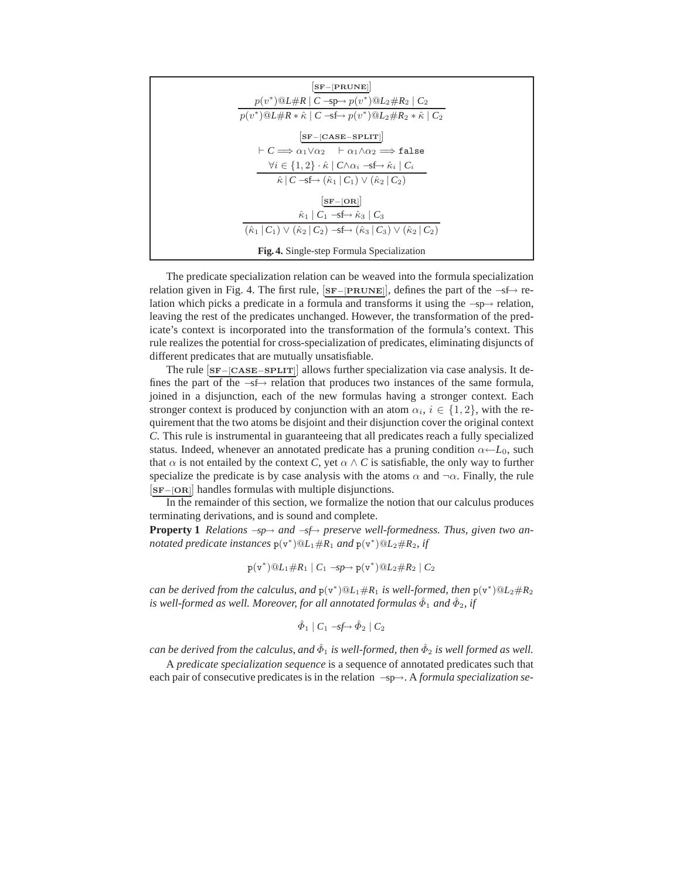$$\frac{p(v^*)@L\#R \mid C \xrightarrow{\text{sp}} p(v^*)@L_2\#R_2 \mid C_2}{p(v^*)@L\#R * \hat{\kappa} \mid C \xrightarrow{\text{sf}} p(v^*)@L_2\#R_2 * \hat{\kappa} \mid C_2} \quad [\text{SF}-[\text{PRUNE}]]$$

$$\frac{\vdash C \Longrightarrow \alpha_1 \vee \alpha_2 \quad \vdash \alpha_1 \wedge \alpha_2 \Longrightarrow \texttt{false} \qquad \forall i \in \{1,2\} \cdot \hat{\kappa} \mid C \wedge \alpha_i \xrightarrow{\text{sf}} \hat{\kappa}_i \mid C_i}{\hat{\kappa} \mid C \xrightarrow{\text{sf}} (\hat{\kappa}_1 \mid C_1) \vee (\hat{\kappa}_2 \mid C_2)} \quad [\text{SF}-[\text{CASE}-\text{SPLIT}]]$$

$$\frac{\hat{\kappa}_1 \mid C_1 \xrightarrow{\text{sf}} \hat{\kappa}_3 \mid C_3}{(\hat{\kappa}_1 \mid C_1) \vee (\hat{\kappa}_2 \mid C_2) \xrightarrow{\text{sf}} (\hat{\kappa}_3 \mid C_3) \vee (\hat{\kappa}_2 \mid C_2)} \quad [\text{SF}-[\text{OR}]]$$

**Fig. 4.** Single-step Formula Specialization

The predicate specialization relation can be weaved into the formula specialization relation given in Fig. 4. The first rule, $[\text{SF}-[\text{PRUNE}]]$, defines the part of the $\xrightarrow{\text{sf}}$ relation which picks a predicate in a formula and transforms it using the $\xrightarrow{\text{sp}}$ relation, leaving the rest of the predicates unchanged. However, the transformation of the predicate's context is incorporated into the transformation of the formula's context. This rule realizes the potential for cross-specialization of predicates, eliminating disjuncts of different predicates that are mutually unsatisfiable.

The rule $[\text{SF}-[\text{CASE}-\text{SPLIT}]]$ allows further specialization via case analysis. It defines the part of the $\xrightarrow{\text{sf}}$ relation that produces two instances of the same formula, joined in a disjunction, each of the new formulas having a stronger context. Each stronger context is produced by conjunction with an atom $\alpha_i$, $i \in \{1,2\}$, with the requirement that the two atoms be disjoint and their disjunction cover the original context $C$. This rule is instrumental in guaranteeing that all predicates reach a fully specialized status. Indeed, whenever an annotated predicate has a pruning condition $\alpha \leftarrow L_0$, such that $\alpha$ is not entailed by the context $C$, yet $\alpha \wedge C$ is satisfiable, the only way to further specialize the predicate is by case analysis with the atoms $\alpha$ and $\neg\alpha$. Finally, the rule $[\text{SF}-[\text{OR}]]$ handles formulas with multiple disjunctions.

In the remainder of this section, we formalize the notion that our calculus produces terminating derivations, and is sound and complete.

**Property 1** *Relations $\xrightarrow{sp}$ and $\xrightarrow{sf}$ preserve well-formedness. Thus, given two annotated predicate instances $\texttt{p}(\texttt{v}^*)@L_1\#R_1$ and $\texttt{p}(\texttt{v}^*)@L_2\#R_2$, if*

$$\texttt{p}(\texttt{v}^*)@L_1\#R_1 \mid C_1 \xrightarrow{sp} \texttt{p}(\texttt{v}^*)@L_2\#R_2 \mid C_2$$

*can be derived from the calculus, and $\texttt{p}(\texttt{v}^*)@L_1\#R_1$ is well-formed, then $\texttt{p}(\texttt{v}^*)@L_2\#R_2$ is well-formed as well. Moreover, for all annotated formulas $\hat{\Phi}_1$ and $\hat{\Phi}_2$, if*

$$\hat{\Phi}_1 \mid C_1 \xrightarrow{sf} \hat{\Phi}_2 \mid C_2$$

*can be derived from the calculus, and $\hat{\Phi}_1$ is well-formed, then $\hat{\Phi}_2$ is well formed as well.*

A *predicate specialization sequence* is a sequence of annotated predicates such that each pair of consecutive predicates is in the relation $\xrightarrow{\text{sp}}$. A *formula specialization se-*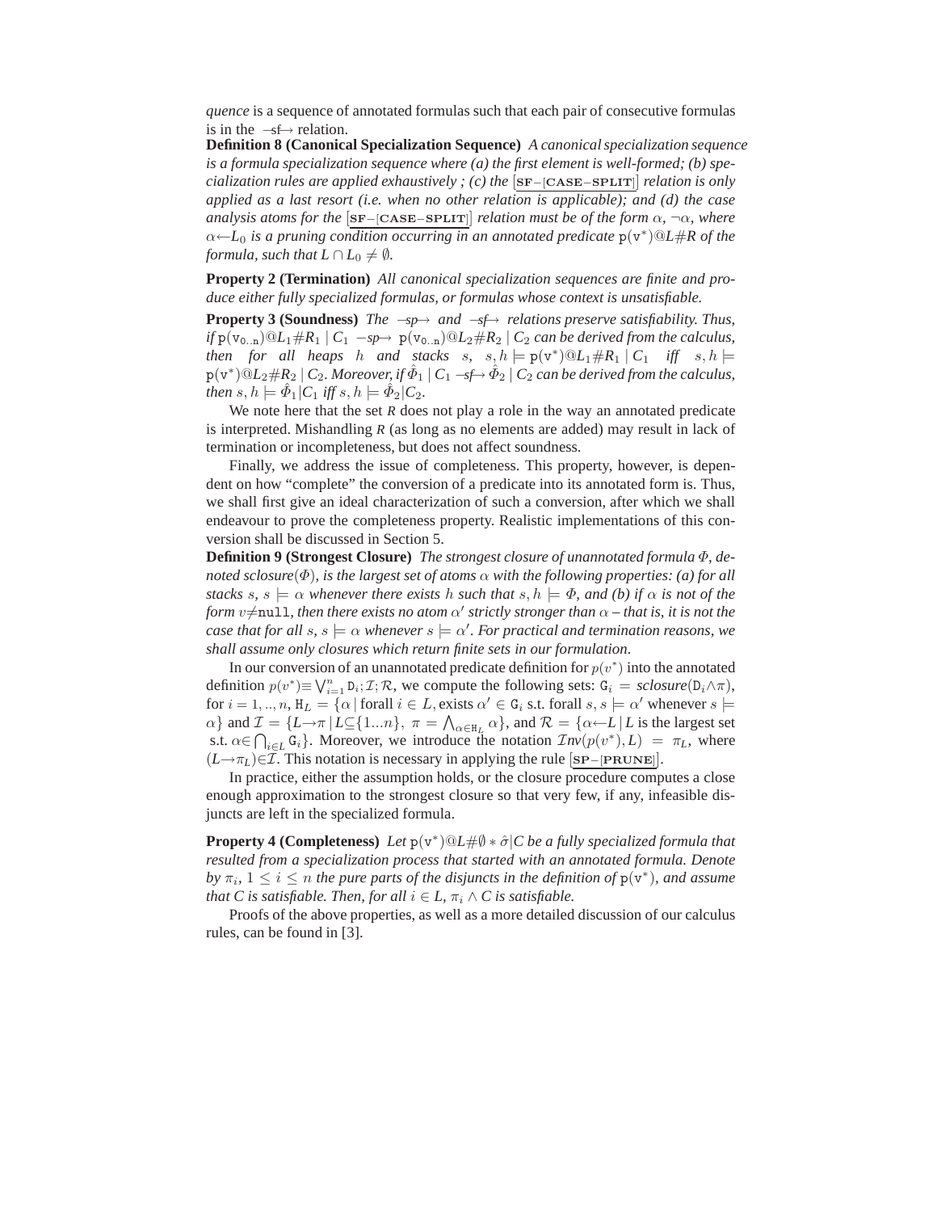*quence* is a sequence of annotated formulas such that each pair of consecutive formulas is in the $\xrightarrow{sf}$ relation.

**Definition 8 (Canonical Specialization Sequence)** *A canonical specialization sequence is a formula specialization sequence where (a) the first element is well-formed; (b) specialization rules are applied exhaustively ; (c) the* $\underline{[\mathbf{SF-[CASE-SPLIT]}]}$ *relation is only applied as a last resort (i.e. when no other relation is applicable); and (d) the case analysis atoms for the* $\underline{[\mathbf{SF-[CASE-SPLIT]}]}$ *relation must be of the form* $\alpha$, $\neg\alpha$, *where* $\alpha \leftarrow L_0$ *is a pruning condition occurring in an annotated predicate* $\mathtt{p}(\mathtt{v}^*)@L\#R$ *of the formula, such that* $L \cap L_0 \neq \emptyset$.

**Property 2 (Termination)** *All canonical specialization sequences are finite and produce either fully specialized formulas, or formulas whose context is unsatisfiable.*

**Property 3 (Soundness)** *The* $\xrightarrow{sp}$ *and* $\xrightarrow{sf}$ *relations preserve satisfiability. Thus, if* $\mathtt{p}(\mathtt{v}_{0..n})@L_1\#R_1 \mid C_1 \xrightarrow{sp} \mathtt{p}(\mathtt{v}_{0..n})@L_2\#R_2 \mid C_2$ *can be derived from the calculus, then for all heaps* $h$ *and stacks* $s$, $s, h \models \mathtt{p}(\mathtt{v}^*)@L_1\#R_1 \mid C_1$ *iff* $s, h \models \mathtt{p}(\mathtt{v}^*)@L_2\#R_2 \mid C_2$. *Moreover, if* $\hat{\Phi}_1 \mid C_1 \xrightarrow{sf} \hat{\Phi}_2 \mid C_2$ *can be derived from the calculus, then* $s, h \models \hat{\Phi}_1|C_1$ *iff* $s, h \models \hat{\Phi}_2|C_2$.

We note here that the set $R$ does not play a role in the way an annotated predicate is interpreted. Mishandling $R$ (as long as no elements are added) may result in lack of termination or incompleteness, but does not affect soundness.

Finally, we address the issue of completeness. This property, however, is dependent on how "complete" the conversion of a predicate into its annotated form is. Thus, we shall first give an ideal characterization of such a conversion, after which we shall endeavour to prove the completeness property. Realistic implementations of this conversion shall be discussed in Section 5.

**Definition 9 (Strongest Closure)** *The strongest closure of unannotated formula* $\Phi$, *denoted* $sclosure(\Phi)$, *is the largest set of atoms* $\alpha$ *with the following properties: (a) for all stacks* $s$, $s \models \alpha$ *whenever there exists* $h$ *such that* $s, h \models \Phi$, *and (b) if* $\alpha$ *is not of the form* $v \neq \mathtt{null}$, *then there exists no atom* $\alpha'$ *strictly stronger than* $\alpha$ *– that is, it is not the case that for all* $s$, $s \models \alpha$ *whenever* $s \models \alpha'$. *For practical and termination reasons, we shall assume only closures which return finite sets in our formulation.*

In our conversion of an unannotated predicate definition for $p(v^*)$ into the annotated definition $p(v^*) \equiv \bigvee_{i=1}^{n} \mathtt{D}_i; \mathcal{I}; \mathcal{R}$, we compute the following sets: $\mathtt{G}_i = sclosure(\mathtt{D}_i \wedge \pi)$, for $i = 1, .., n$, $\mathtt{H}_L = \{\alpha \mid \text{forall } i \in L, \text{exists } \alpha' \in \mathtt{G}_i \text{ s.t. forall } s, s \models \alpha' \text{ whenever } s \models \alpha\}$ and $\mathcal{I} = \{L \rightarrow \pi \mid L \subseteq \{1...n\},\ \pi = \bigwedge_{\alpha \in \mathtt{H}_L} \alpha\}$, and $\mathcal{R} = \{\alpha \leftarrow L \mid L \text{ is the largest set s.t. } \alpha \in \bigcap_{i \in L} \mathtt{G}_i\}$. Moreover, we introduce the notation $\mathcal{I}nv(p(v^*), L) = \pi_L$, where $(L \rightarrow \pi_L) \in \mathcal{I}$. This notation is necessary in applying the rule $\underline{[\mathbf{SP-[PRUNE]}]}$.

In practice, either the assumption holds, or the closure procedure computes a close enough approximation to the strongest closure so that very few, if any, infeasible disjuncts are left in the specialized formula.

**Property 4 (Completeness)** *Let* $\mathtt{p}(\mathtt{v}^*)@L\#\emptyset * \hat{\sigma}|C$ *be a fully specialized formula that resulted from a specialization process that started with an annotated formula. Denote by* $\pi_i$, $1 \leq i \leq n$ *the pure parts of the disjuncts in the definition of* $\mathtt{p}(\mathtt{v}^*)$, *and assume that* $C$ *is satisfiable. Then, for all* $i \in L$, $\pi_i \wedge C$ *is satisfiable.*

Proofs of the above properties, as well as a more detailed discussion of our calculus rules, can be found in [3].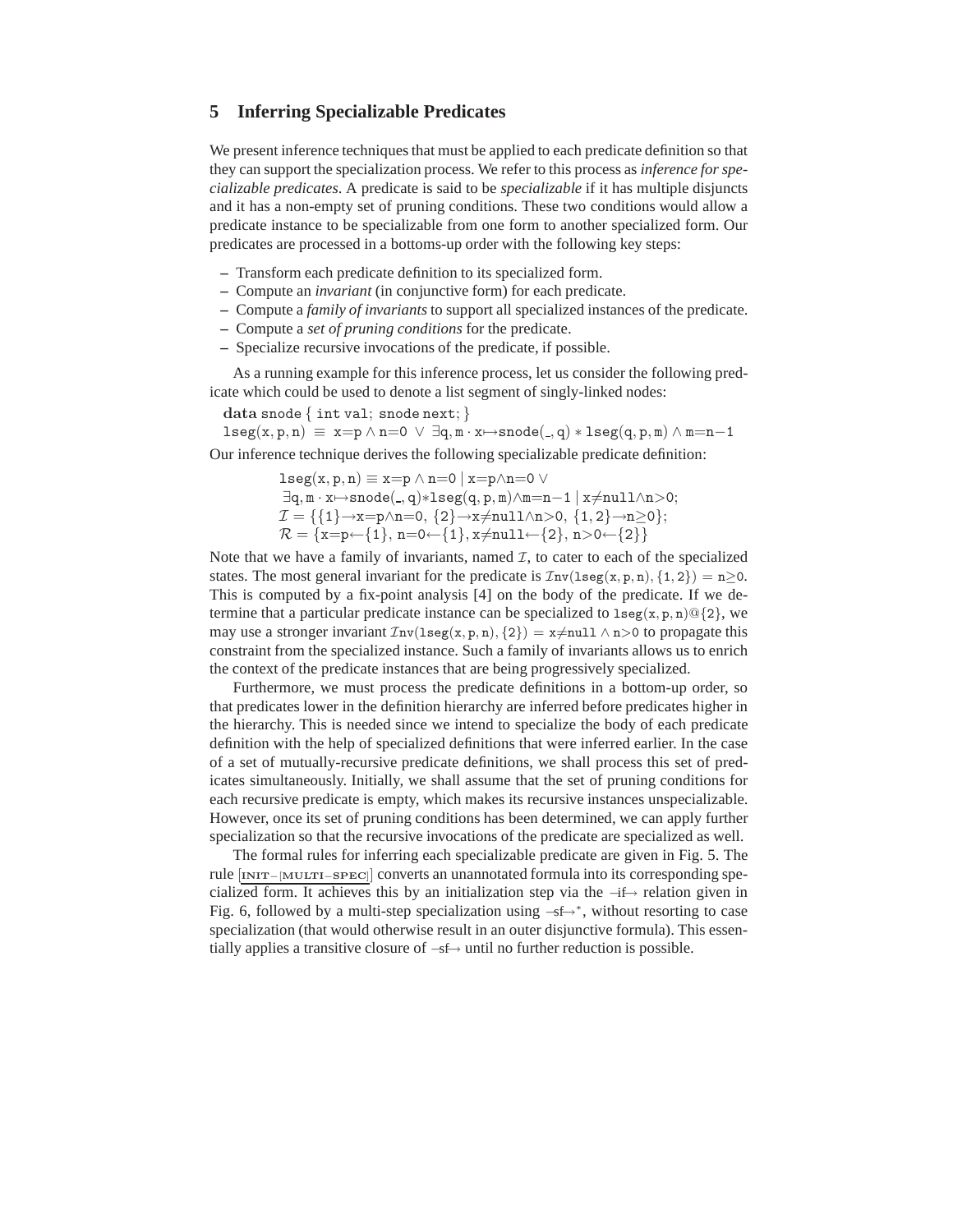## 5 Inferring Specializable Predicates

We present inference techniques that must be applied to each predicate definition so that they can support the specialization process. We refer to this process as *inference for specializable predicates*. A predicate is said to be *specializable* if it has multiple disjuncts and it has a non-empty set of pruning conditions. These two conditions would allow a predicate instance to be specializable from one form to another specialized form. Our predicates are processed in a bottoms-up order with the following key steps:

- Transform each predicate definition to its specialized form.
- Compute an *invariant* (in conjunctive form) for each predicate.
- Compute a *family of invariants* to support all specialized instances of the predicate.
- Compute a *set of pruning conditions* for the predicate.
- Specialize recursive invocations of the predicate, if possible.

As a running example for this inference process, let us consider the following predicate which could be used to denote a list segment of singly-linked nodes:

$\mathbf{data}\ \mathtt{snode}\ \{\ \mathtt{int\ val};\ \mathtt{snode\ next};\ \}$

$\mathtt{lseg(x,p,n)} \equiv \mathtt{x{=}p} \wedge \mathtt{n{=}0} \vee \exists \mathtt{q,m} \cdot \mathtt{x{\mapsto}snode(\_,q)} * \mathtt{lseg(q,p,m)} \wedge \mathtt{m{=}n{-}1}$

Our inference technique derives the following specializable predicate definition:

$$
\begin{array}{l}
\mathtt{lseg(x,p,n)} \equiv \mathtt{x{=}p} \wedge \mathtt{n{=}0} \mid \mathtt{x{=}p}{\wedge}\mathtt{n{=}0} \vee \\
\ \exists \mathtt{q,m} \cdot \mathtt{x{\mapsto}snode(\_,q)}{*}\mathtt{lseg(q,p,m)}{\wedge}\mathtt{m{=}n{-}1} \mid \mathtt{x{\neq}null}{\wedge}\mathtt{n{>}0}; \\
\mathcal{I} = \{\{1\}{\rightarrow}\mathtt{x{=}p}{\wedge}\mathtt{n{=}0},\ \{2\}{\rightarrow}\mathtt{x{\neq}null}{\wedge}\mathtt{n{>}0},\ \{1,2\}{\rightarrow}\mathtt{n{\geq}0}\}; \\
\mathcal{R} = \{\mathtt{x{=}p}{\leftarrow}\{1\},\ \mathtt{n{=}0}{\leftarrow}\{1\}, \mathtt{x{\neq}null}{\leftarrow}\{2\},\ \mathtt{n{>}0}{\leftarrow}\{2\}\}
\end{array}
$$

Note that we have a family of invariants, named $\mathcal{I}$, to cater to each of the specialized states. The most general invariant for the predicate is $\mathcal{I}\mathtt{nv}(\mathtt{lseg(x,p,n)},\{1,2\}) = \mathtt{n{\geq}0}$. This is computed by a fix-point analysis [4] on the body of the predicate. If we determine that a particular predicate instance can be specialized to $\mathtt{lseg(x,p,n)@\{2\}}$, we may use a stronger invariant $\mathcal{I}\mathtt{nv}(\mathtt{lseg(x,p,n)},\{2\}) = \mathtt{x{\neq}null} \wedge \mathtt{n{>}0}$ to propagate this constraint from the specialized instance. Such a family of invariants allows us to enrich the context of the predicate instances that are being progressively specialized.

Furthermore, we must process the predicate definitions in a bottom-up order, so that predicates lower in the definition hierarchy are inferred before predicates higher in the hierarchy. This is needed since we intend to specialize the body of each predicate definition with the help of specialized definitions that were inferred earlier. In the case of a set of mutually-recursive predicate definitions, we shall process this set of predicates simultaneously. Initially, we shall assume that the set of pruning conditions for each recursive predicate is empty, which makes its recursive instances unspecializable. However, once its set of pruning conditions has been determined, we can apply further specialization so that the recursive invocations of the predicate are specialized as well.

The formal rules for inferring each specializable predicate are given in Fig. 5. The rule [INIT−[MULTI−SPEC]] converts an unannotated formula into its corresponding specialized form. It achieves this by an initialization step via the $\stackrel{\mathtt{if}}{\longrightarrow}$ relation given in Fig. 6, followed by a multi-step specialization using $\stackrel{\mathtt{sf}}{\longrightarrow}^{*}$, without resorting to case specialization (that would otherwise result in an outer disjunctive formula). This essentially applies a transitive closure of $\stackrel{\mathtt{sf}}{\longrightarrow}$ until no further reduction is possible.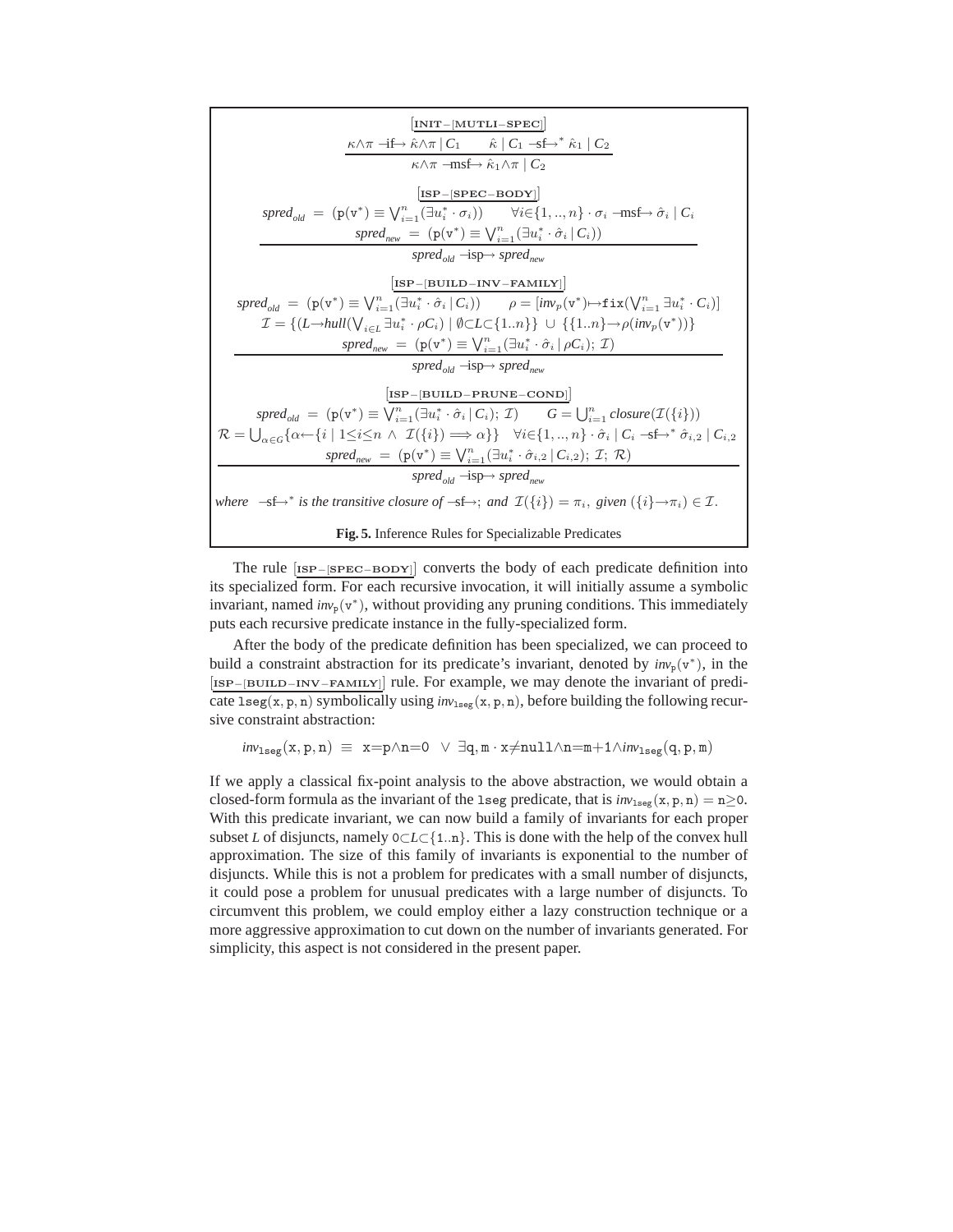$$\frac{[\text{INIT-[MUTLI-SPEC]}]\qquad \kappa\wedge\pi \ \text{–if}\!\!\rightarrow \hat{\kappa}\wedge\pi \mid C_1 \qquad \hat{\kappa}\mid C_1 \ \text{–sf}\!\!\rightarrow^{*} \hat{\kappa}_1 \mid C_2}{\kappa\wedge\pi \ \text{–msf}\!\!\rightarrow \hat{\kappa}_1\wedge\pi \mid C_2}$$

$$\frac{[\text{ISP-[SPEC-BODY]}]\qquad \mathit{spred}_{old} \ = \ (\mathtt{p}(\mathtt{v}^*) \equiv \bigvee_{i=1}^{n}(\exists u_i^* \cdot \sigma_i)) \qquad \forall i{\in}\{1,..,n\} \cdot \sigma_i \ \text{–msf}\!\!\rightarrow \hat{\sigma}_i \mid C_i \qquad \mathit{spred}_{new} \ = \ (\mathtt{p}(\mathtt{v}^*) \equiv \bigvee_{i=1}^{n}(\exists u_i^* \cdot \hat{\sigma}_i \mid C_i))}{\mathit{spred}_{old} \ \text{–isp}\!\!\rightarrow \mathit{spred}_{new}}$$

$$\frac{\begin{array}{c}[\text{ISP-[BUILD-INV-FAMILY]}]\\ \mathit{spred}_{old} \ = \ (\mathtt{p}(\mathtt{v}^*) \equiv \bigvee_{i=1}^{n}(\exists u_i^* \cdot \hat{\sigma}_i \mid C_i)) \qquad \rho = [\mathit{inv}_p(\mathtt{v}^*) {\mapsto} \mathtt{fix}(\bigvee_{i=1}^{n} \exists u_i^* \cdot C_i)] \\ \mathcal{I} = \{(L {\rightarrow} \mathit{hull}(\bigvee_{i \in L} \exists u_i^* \cdot \rho C_i) \mid \emptyset{\subset}L{\subset}\{1..n\}\} \ \cup \ \{\{1..n\} {\rightarrow} \rho(\mathit{inv}_p(\mathtt{v}^*))\} \\ \mathit{spred}_{new} \ = \ (\mathtt{p}(\mathtt{v}^*) \equiv \bigvee_{i=1}^{n}(\exists u_i^* \cdot \hat{\sigma}_i \mid \rho C_i); \ \mathcal{I})\end{array}}{\mathit{spred}_{old} \ \text{–isp}\!\!\rightarrow \mathit{spred}_{new}}$$

$$\frac{\begin{array}{c}[\text{ISP-[BUILD-PRUNE-COND]}]\\ \mathit{spred}_{old} \ = \ (\mathtt{p}(\mathtt{v}^*) \equiv \bigvee_{i=1}^{n}(\exists u_i^* \cdot \hat{\sigma}_i \mid C_i); \ \mathcal{I}) \qquad G = \bigcup_{i=1}^{n} \mathit{closure}(\mathcal{I}(\{i\})) \\ \mathcal{R} = \bigcup_{\alpha \in G}\{\alpha {\leftarrow} \{i \mid 1{\leq}i{\leq}n \ \wedge \ \mathcal{I}(\{i\}) \Longrightarrow \alpha\}\} \quad \forall i{\in}\{1,..,n\} \cdot \hat{\sigma}_i \mid C_i \ \text{–sf}\!\!\rightarrow^{*} \hat{\sigma}_{i,2} \mid C_{i,2} \\ \mathit{spred}_{new} \ = \ (\mathtt{p}(\mathtt{v}^*) \equiv \bigvee_{i=1}^{n}(\exists u_i^* \cdot \hat{\sigma}_{i,2} \mid C_{i,2}); \ \mathcal{I}; \ \mathcal{R})\end{array}}{\mathit{spred}_{old} \ \text{–isp}\!\!\rightarrow \mathit{spred}_{new}}$$

*where* $\text{–sf}\!\!\rightarrow^{*}$ *is the transitive closure of* $\text{–sf}\!\!\rightarrow$*; and* $\mathcal{I}(\{i\}) = \pi_i$*, given* $(\{i\} {\rightarrow} \pi_i) \in \mathcal{I}$.

**Fig. 5.** Inference Rules for Specializable Predicates

The rule [ISP-[SPEC-BODY]] converts the body of each predicate definition into its specialized form. For each recursive invocation, it will initially assume a symbolic invariant, named $\mathit{inv}_{\mathtt{p}}(\mathtt{v}^*)$, without providing any pruning conditions. This immediately puts each recursive predicate instance in the fully-specialized form.

After the body of the predicate definition has been specialized, we can proceed to build a constraint abstraction for its predicate's invariant, denoted by $\mathit{inv}_{\mathtt{p}}(\mathtt{v}^*)$, in the [ISP-[BUILD-INV-FAMILY]] rule. For example, we may denote the invariant of predicate $\mathtt{lseg(x,p,n)}$ symbolically using $\mathit{inv}_{\mathtt{lseg}}(\mathtt{x},\mathtt{p},\mathtt{n})$, before building the following recursive constraint abstraction:

$$\mathit{inv}_{\mathtt{lseg}}(\mathtt{x},\mathtt{p},\mathtt{n}) \ \equiv \ \mathtt{x{=}p{\wedge}n{=}0} \ \vee \ \exists \mathtt{q},\mathtt{m} \cdot \mathtt{x{\neq}null{\wedge}n{=}m{+}1}{\wedge}\mathit{inv}_{\mathtt{lseg}}(\mathtt{q},\mathtt{p},\mathtt{m})$$

If we apply a classical fix-point analysis to the above abstraction, we would obtain a closed-form formula as the invariant of the $\mathtt{lseg}$ predicate, that is $\mathit{inv}_{\mathtt{lseg}}(\mathtt{x},\mathtt{p},\mathtt{n}) = \mathtt{n{\geq}0}$. With this predicate invariant, we can now build a family of invariants for each proper subset $L$ of disjuncts, namely $0{\subset}L{\subset}\{1..n\}$. This is done with the help of the convex hull approximation. The size of this family of invariants is exponential to the number of disjuncts. While this is not a problem for predicates with a small number of disjuncts, it could pose a problem for unusual predicates with a large number of disjuncts. To circumvent this problem, we could employ either a lazy construction technique or a more aggressive approximation to cut down on the number of invariants generated. For simplicity, this aspect is not considered in the present paper.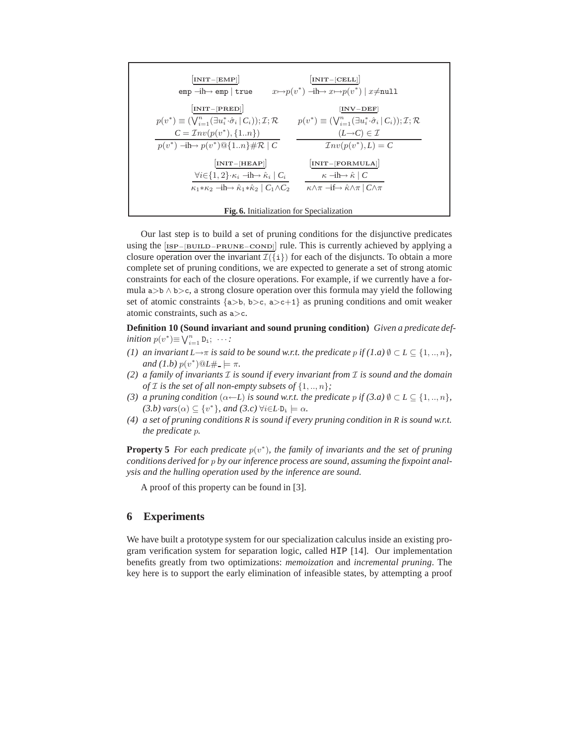$$\frac{[\text{INIT-[EMP]}]}{\texttt{emp} \dashrightarrow\!\!\!\text{ih}\!\!\rightarrow \texttt{emp} \mid \texttt{true}} \qquad \frac{[\text{INIT-[CELL]}]}{x{\mapsto}p(v^*) \dashrightarrow\!\!\!\text{ih}\!\!\rightarrow x{\mapsto}p(v^*) \mid x{\neq}\texttt{null}}$$

$$\frac{\begin{array}{c}[\text{INIT-[PRED]}] \\ p(v^*) \equiv (\bigvee_{i=1}^{n}(\exists u_i^* {\cdot} \hat{\sigma}_i \mid C_i)); \mathcal{I}; \mathcal{R} \\ C = \mathcal{I}nv(p(v^*), \{1..n\})\end{array}}{p(v^*) \dashrightarrow\!\!\!\text{ih}\!\!\rightarrow p(v^*)@\{1..n\}\#\mathcal{R} \mid C} \qquad \frac{\begin{array}{c}[\text{INV-DEF}] \\ p(v^*) \equiv (\bigvee_{i=1}^{n}(\exists u_i^* {\cdot} \hat{\sigma}_i \mid C_i)); \mathcal{I}; \mathcal{R} \\ (L{\rightarrow}C) \in \mathcal{I}\end{array}}{\mathcal{I}nv(p(v^*), L) = C}$$

$$\frac{\begin{array}{c}[\text{INIT-[HEAP]}] \\ \forall i{\in}\{1,2\}{\cdot}\kappa_i \dashrightarrow\!\!\!\text{ih}\!\!\rightarrow \hat{\kappa}_i \mid C_i\end{array}}{\kappa_1{*}\kappa_2 \dashrightarrow\!\!\!\text{ih}\!\!\rightarrow \hat{\kappa}_1{*}\hat{\kappa}_2 \mid C_1{\wedge}C_2} \qquad \frac{\begin{array}{c}[\text{INIT-[FORMULA]}] \\ \kappa \dashrightarrow\!\!\!\text{ih}\!\!\rightarrow \hat{\kappa} \mid C\end{array}}{\kappa{\wedge}\pi \dashrightarrow\!\!\!\text{if}\!\!\rightarrow \hat{\kappa}{\wedge}\pi \mid C{\wedge}\pi}$$

**Fig. 6.** Initialization for Specialization

Our last step is to build a set of pruning conditions for the disjunctive predicates using the [ISP−[BUILD−PRUNE−COND]] rule. This is currently achieved by applying a closure operation over the invariant $\mathcal{I}(\{\texttt{i}\})$ for each of the disjuncts. To obtain a more complete set of pruning conditions, we are expected to generate a set of strong atomic constraints for each of the closure operations. For example, if we currently have a formula $\texttt{a}{>}\texttt{b} \wedge \texttt{b}{>}\texttt{c}$, a strong closure operation over this formula may yield the following set of atomic constraints $\{\texttt{a}{>}\texttt{b},\ \texttt{b}{>}\texttt{c},\ \texttt{a}{>}\texttt{c}{+}\texttt{1}\}$ as pruning conditions and omit weaker atomic constraints, such as $\texttt{a}{>}\texttt{c}$.

**Definition 10 (Sound invariant and sound pruning condition)** *Given a predicate definition $p(v^*){\equiv}\bigvee_{i=1}^{n}\texttt{D}_\texttt{i};\ \cdots$:*

*(1) an invariant $L{\rightarrow}\pi$ is said to be sound w.r.t. the predicate $p$ if (1.a) $\emptyset \subset L \subseteq \{1,..,n\}$, and (1.b) $p(v^*)@L\#\_ \models \pi$.*

*(2) a family of invariants $\mathcal{I}$ is sound if every invariant from $\mathcal{I}$ is sound and the domain of $\mathcal{I}$ is the set of all non-empty subsets of $\{1,..,n\}$;*

*(3) a pruning condition $(\alpha{\leftarrow}L)$ is sound w.r.t. the predicate $p$ if (3.a) $\emptyset \subset L \subseteq \{1,..,n\}$, (3.b) $vars(\alpha) \subseteq \{v^*\}$, and (3.c) $\forall i{\in}L{\cdot}\texttt{D}_\texttt{i} \models \alpha$.*

*(4) a set of pruning conditions R is sound if every pruning condition in R is sound w.r.t. the predicate $p$.*

**Property 5** *For each predicate $p(v^*)$, the family of invariants and the set of pruning conditions derived for $p$ by our inference process are sound, assuming the fixpoint analysis and the hulling operation used by the inference are sound.*

A proof of this property can be found in [3].

## 6 Experiments

We have built a prototype system for our specialization calculus inside an existing program verification system for separation logic, called HIP [14]. Our implementation benefits greatly from two optimizations: *memoization* and *incremental pruning*. The key here is to support the early elimination of infeasible states, by attempting a proof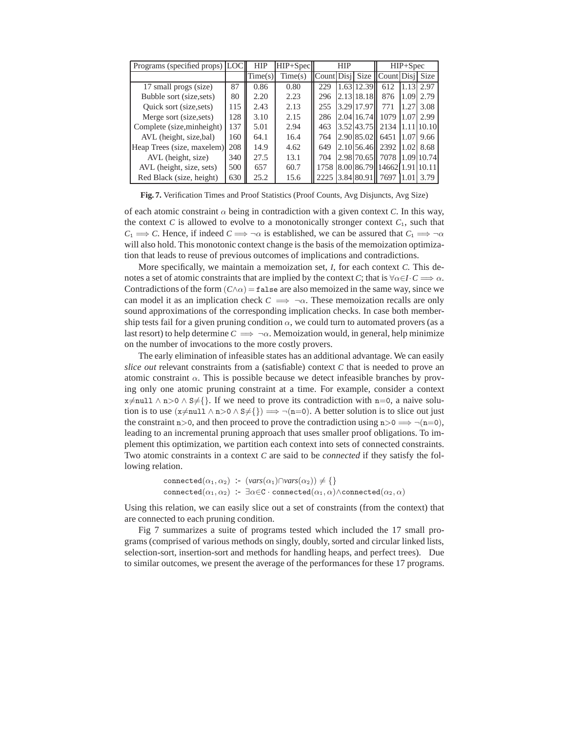| Programs (specified props) | LOC | HIP | HIP+Spec | HIP | | | HIP+Spec | | |
|---|---|---|---|---|---|---|---|---|---|
| | | Time(s) | Time(s) | Count | Disj | Size | Count | Disj | Size |
| 17 small progs (size) | 87 | 0.86 | 0.80 | 229 | 1.63 | 12.39 | 612 | 1.13 | 2.97 |
| Bubble sort (size,sets) | 80 | 2.20 | 2.23 | 296 | 2.13 | 18.18 | 876 | 1.09 | 2.79 |
| Quick sort (size,sets) | 115 | 2.43 | 2.13 | 255 | 3.29 | 17.97 | 771 | 1.27 | 3.08 |
| Merge sort (size,sets) | 128 | 3.10 | 2.15 | 286 | 2.04 | 16.74 | 1079 | 1.07 | 2.99 |
| Complete (size,minheight) | 137 | 5.01 | 2.94 | 463 | 3.52 | 43.75 | 2134 | 1.11 | 10.10 |
| AVL (height, size,bal) | 160 | 64.1 | 16.4 | 764 | 2.90 | 85.02 | 6451 | 1.07 | 9.66 |
| Heap Trees (size, maxelem) | 208 | 14.9 | 4.62 | 649 | 2.10 | 56.46 | 2392 | 1.02 | 8.68 |
| AVL (height, size) | 340 | 27.5 | 13.1 | 704 | 2.98 | 70.65 | 7078 | 1.09 | 10.74 |
| AVL (height, size, sets) | 500 | 657 | 60.7 | 1758 | 8.00 | 86.79 | 14662 | 1.91 | 10.11 |
| Red Black (size, height) | 630 | 25.2 | 15.6 | 2225 | 3.84 | 80.91 | 7697 | 1.01 | 3.79 |

**Fig. 7.** Verification Times and Proof Statistics (Proof Counts, Avg Disjuncts, Avg Size)

of each atomic constraint $\alpha$ being in contradiction with a given context $C$. In this way, the context $C$ is allowed to evolve to a monotonically stronger context $C_1$, such that $C_1 \Longrightarrow C$. Hence, if indeed $C \Longrightarrow \neg\alpha$ is established, we can be assured that $C_1 \Longrightarrow \neg\alpha$ will also hold. This monotonic context change is the basis of the memoization optimization that leads to reuse of previous outcomes of implications and contradictions.

More specifically, we maintain a memoization set, $I$, for each context $C$. This denotes a set of atomic constraints that are implied by the context $C$; that is $\forall\alpha{\in}I \cdot C \Longrightarrow \alpha$. Contradictions of the form $(C{\wedge}\alpha) = \texttt{false}$ are also memoized in the same way, since we can model it as an implication check $C \Longrightarrow \neg\alpha$. These memoization recalls are only sound approximations of the corresponding implication checks. In case both membership tests fail for a given pruning condition $\alpha$, we could turn to automated provers (as a last resort) to help determine $C \Longrightarrow \neg\alpha$. Memoization would, in general, help minimize on the number of invocations to the more costly provers.

The early elimination of infeasible states has an additional advantage. We can easily *slice out* relevant constraints from a (satisfiable) context $C$ that is needed to prove an atomic constraint $\alpha$. This is possible because we detect infeasible branches by proving only one atomic pruning constraint at a time. For example, consider a context $\texttt{x}{\neq}\texttt{null} \wedge \texttt{n}{>}0 \wedge \texttt{S}{\neq}\{\}$. If we need to prove its contradiction with $\texttt{n}{=}0$, a naive solution is to use $(\texttt{x}{\neq}\texttt{null} \wedge \texttt{n}{>}0 \wedge \texttt{S}{\neq}\{\}) \Longrightarrow \neg(\texttt{n}{=}0)$. A better solution is to slice out just the constraint $\texttt{n}{>}0$, and then proceed to prove the contradiction using $\texttt{n}{>}0 \Longrightarrow \neg(\texttt{n}{=}0)$, leading to an incremental pruning approach that uses smaller proof obligations. To implement this optimization, we partition each context into sets of connected constraints. Two atomic constraints in a context $C$ are said to be *connected* if they satisfy the following relation.

$$\texttt{connected}(\alpha_1, \alpha_2) \ \texttt{:-} \ (vars(\alpha_1) \cap vars(\alpha_2)) \neq \{\}$$
$$\texttt{connected}(\alpha_1, \alpha_2) \ \texttt{:-} \ \exists\alpha{\in}\texttt{C} \cdot \texttt{connected}(\alpha_1, \alpha) \wedge \texttt{connected}(\alpha_2, \alpha)$$

Using this relation, we can easily slice out a set of constraints (from the context) that are connected to each pruning condition.

Fig 7 summarizes a suite of programs tested which included the 17 small programs (comprised of various methods on singly, doubly, sorted and circular linked lists, selection-sort, insertion-sort and methods for handling heaps, and perfect trees). Due to similar outcomes, we present the average of the performances for these 17 programs.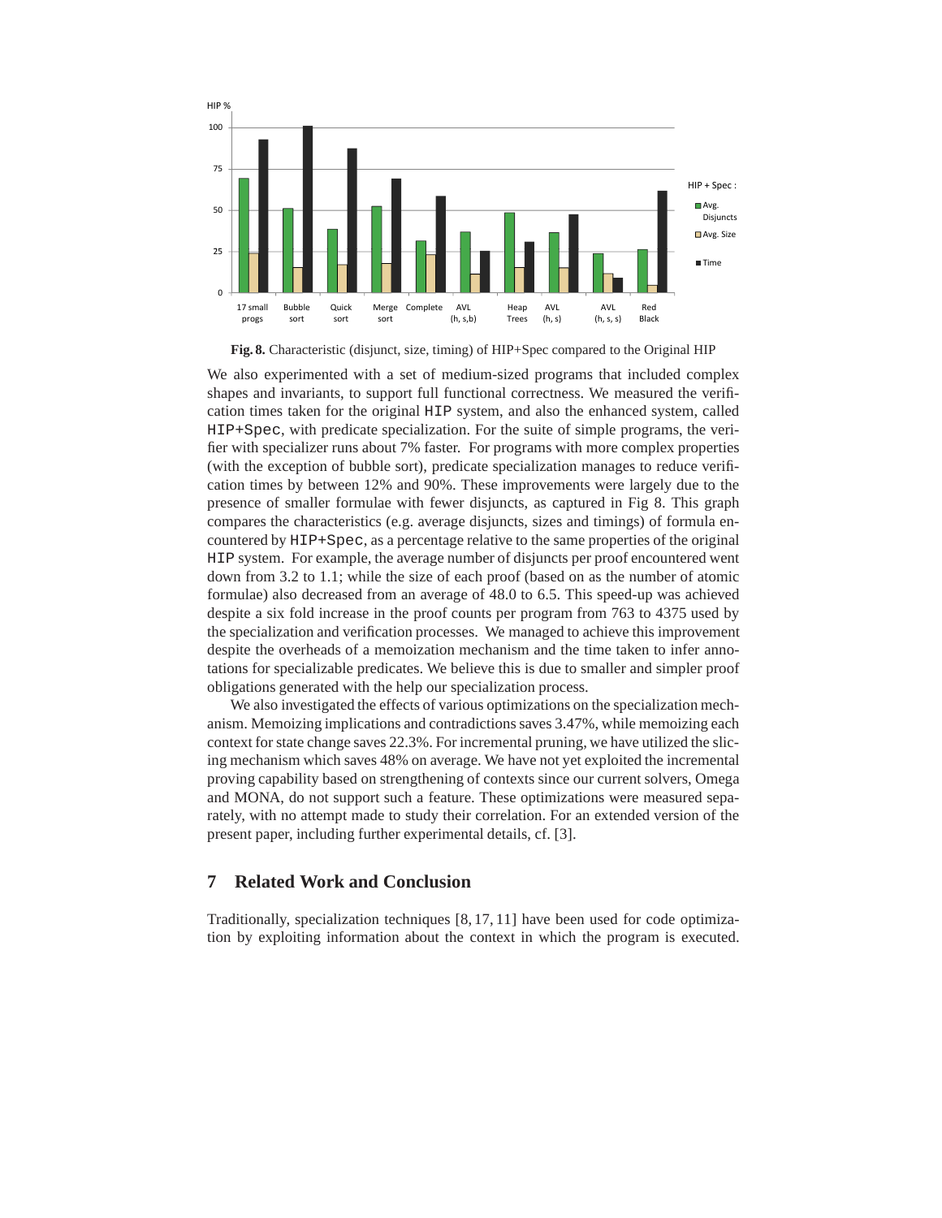**Fig. 8.** Characteristic (disjunct, size, timing) of HIP+Spec compared to the Original HIP

We also experimented with a set of medium-sized programs that included complex shapes and invariants, to support full functional correctness. We measured the verification times taken for the original `HIP` system, and also the enhanced system, called `HIP+Spec`, with predicate specialization. For the suite of simple programs, the verifier with specializer runs about 7% faster. For programs with more complex properties (with the exception of bubble sort), predicate specialization manages to reduce verification times by between 12% and 90%. These improvements were largely due to the presence of smaller formulae with fewer disjuncts, as captured in Fig 8. This graph compares the characteristics (e.g. average disjuncts, sizes and timings) of formula encountered by `HIP+Spec`, as a percentage relative to the same properties of the original `HIP` system. For example, the average number of disjuncts per proof encountered went down from 3.2 to 1.1; while the size of each proof (based on as the number of atomic formulae) also decreased from an average of 48.0 to 6.5. This speed-up was achieved despite a six fold increase in the proof counts per program from 763 to 4375 used by the specialization and verification processes. We managed to achieve this improvement despite the overheads of a memoization mechanism and the time taken to infer annotations for specializable predicates. We believe this is due to smaller and simpler proof obligations generated with the help our specialization process.

We also investigated the effects of various optimizations on the specialization mechanism. Memoizing implications and contradictions saves 3.47%, while memoizing each context for state change saves 22.3%. For incremental pruning, we have utilized the slicing mechanism which saves 48% on average. We have not yet exploited the incremental proving capability based on strengthening of contexts since our current solvers, Omega and MONA, do not support such a feature. These optimizations were measured separately, with no attempt made to study their correlation. For an extended version of the present paper, including further experimental details, cf. [3].

## 7 Related Work and Conclusion

Traditionally, specialization techniques [8, 17, 11] have been used for code optimization by exploiting information about the context in which the program is executed.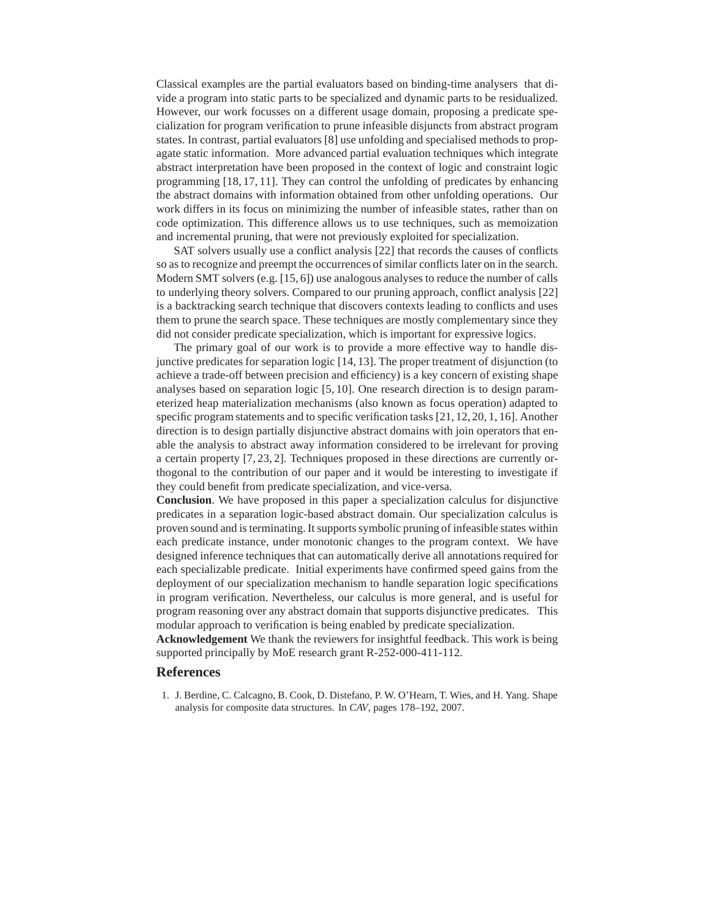Classical examples are the partial evaluators based on binding-time analysers that divide a program into static parts to be specialized and dynamic parts to be residualized. However, our work focusses on a different usage domain, proposing a predicate specialization for program verification to prune infeasible disjuncts from abstract program states. In contrast, partial evaluators [8] use unfolding and specialised methods to propagate static information. More advanced partial evaluation techniques which integrate abstract interpretation have been proposed in the context of logic and constraint logic programming [18, 17, 11]. They can control the unfolding of predicates by enhancing the abstract domains with information obtained from other unfolding operations. Our work differs in its focus on minimizing the number of infeasible states, rather than on code optimization. This difference allows us to use techniques, such as memoization and incremental pruning, that were not previously exploited for specialization.

SAT solvers usually use a conflict analysis [22] that records the causes of conflicts so as to recognize and preempt the occurrences of similar conflicts later on in the search. Modern SMT solvers (e.g. [15, 6]) use analogous analyses to reduce the number of calls to underlying theory solvers. Compared to our pruning approach, conflict analysis [22] is a backtracking search technique that discovers contexts leading to conflicts and uses them to prune the search space. These techniques are mostly complementary since they did not consider predicate specialization, which is important for expressive logics.

The primary goal of our work is to provide a more effective way to handle disjunctive predicates for separation logic [14, 13]. The proper treatment of disjunction (to achieve a trade-off between precision and efficiency) is a key concern of existing shape analyses based on separation logic [5, 10]. One research direction is to design parameterized heap materialization mechanisms (also known as focus operation) adapted to specific program statements and to specific verification tasks [21, 12, 20, 1, 16]. Another direction is to design partially disjunctive abstract domains with join operators that enable the analysis to abstract away information considered to be irrelevant for proving a certain property [7, 23, 2]. Techniques proposed in these directions are currently orthogonal to the contribution of our paper and it would be interesting to investigate if they could benefit from predicate specialization, and vice-versa.

**Conclusion**. We have proposed in this paper a specialization calculus for disjunctive predicates in a separation logic-based abstract domain. Our specialization calculus is proven sound and is terminating. It supports symbolic pruning of infeasible states within each predicate instance, under monotonic changes to the program context. We have designed inference techniques that can automatically derive all annotations required for each specializable predicate. Initial experiments have confirmed speed gains from the deployment of our specialization mechanism to handle separation logic specifications in program verification. Nevertheless, our calculus is more general, and is useful for program reasoning over any abstract domain that supports disjunctive predicates. This modular approach to verification is being enabled by predicate specialization.

**Acknowledgement** We thank the reviewers for insightful feedback. This work is being supported principally by MoE research grant R-252-000-411-112.

## References

1. J. Berdine, C. Calcagno, B. Cook, D. Distefano, P. W. O'Hearn, T. Wies, and H. Yang. Shape analysis for composite data structures. In *CAV*, pages 178–192, 2007.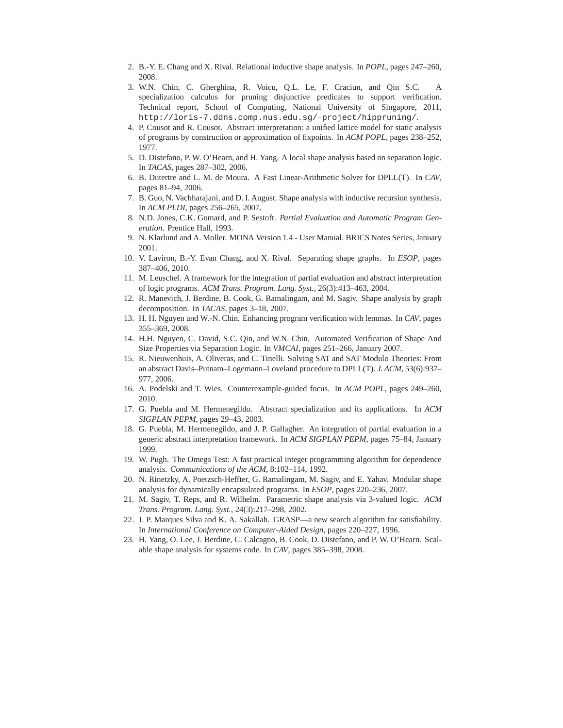2. B.-Y. E. Chang and X. Rival. Relational inductive shape analysis. In *POPL*, pages 247–260, 2008.
3. W.N. Chin, C. Gherghina, R. Voicu, Q.L. Le, F. Craciun, and Qin S.C. A specialization calculus for pruning disjunctive predicates to support verification. Technical report, School of Computing, National University of Singapore, 2011, `http://loris-7.ddns.comp.nus.edu.sg/~project/hippruning/`.
4. P. Cousot and R. Cousot. Abstract interpretation: a unified lattice model for static analysis of programs by construction or approximation of fixpoints. In *ACM POPL*, pages 238–252, 1977.
5. D. Distefano, P. W. O'Hearn, and H. Yang. A local shape analysis based on separation logic. In *TACAS*, pages 287–302, 2006.
6. B. Dutertre and L. M. de Moura. A Fast Linear-Arithmetic Solver for DPLL(T). In *CAV*, pages 81–94, 2006.
7. B. Guo, N. Vachharajani, and D. I. August. Shape analysis with inductive recursion synthesis. In *ACM PLDI*, pages 256–265, 2007.
8. N.D. Jones, C.K. Gomard, and P. Sestoft. *Partial Evaluation and Automatic Program Generation*. Prentice Hall, 1993.
9. N. Klarlund and A. Moller. MONA Version 1.4 - User Manual. BRICS Notes Series, January 2001.
10. V. Laviron, B.-Y. Evan Chang, and X. Rival. Separating shape graphs. In *ESOP*, pages 387–406, 2010.
11. M. Leuschel. A framework for the integration of partial evaluation and abstract interpretation of logic programs. *ACM Trans. Program. Lang. Syst.*, 26(3):413–463, 2004.
12. R. Manevich, J. Berdine, B. Cook, G. Ramalingam, and M. Sagiv. Shape analysis by graph decomposition. In *TACAS*, pages 3–18, 2007.
13. H. H. Nguyen and W.-N. Chin. Enhancing program verification with lemmas. In *CAV*, pages 355–369, 2008.
14. H.H. Nguyen, C. David, S.C. Qin, and W.N. Chin. Automated Verification of Shape And Size Properties via Separation Logic. In *VMCAI*, pages 251–266, January 2007.
15. R. Nieuwenhuis, A. Oliveras, and C. Tinelli. Solving SAT and SAT Modulo Theories: From an abstract Davis–Putnam–Logemann–Loveland procedure to DPLL(T). *J. ACM*, 53(6):937–977, 2006.
16. A. Podelski and T. Wies. Counterexample-guided focus. In *ACM POPL*, pages 249–260, 2010.
17. G. Puebla and M. Hermenegildo. Abstract specialization and its applications. In *ACM SIGPLAN PEPM*, pages 29–43, 2003.
18. G. Puebla, M. Hermenegildo, and J. P. Gallagher. An integration of partial evaluation in a generic abstract interpretation framework. In *ACM SIGPLAN PEPM*, pages 75–84, January 1999.
19. W. Pugh. The Omega Test: A fast practical integer programming algorithm for dependence analysis. *Communications of the ACM*, 8:102–114, 1992.
20. N. Rinetzky, A. Poetzsch-Heffter, G. Ramalingam, M. Sagiv, and E. Yahav. Modular shape analysis for dynamically encapsulated programs. In *ESOP*, pages 220–236, 2007.
21. M. Sagiv, T. Reps, and R. Wilhelm. Parametric shape analysis via 3-valued logic. *ACM Trans. Program. Lang. Syst.*, 24(3):217–298, 2002.
22. J. P. Marques Silva and K. A. Sakallah. GRASP—a new search algorithm for satisfiability. In *International Conference on Computer-Aided Design*, pages 220–227, 1996.
23. H. Yang, O. Lee, J. Berdine, C. Calcagno, B. Cook, D. Distefano, and P. W. O'Hearn. Scalable shape analysis for systems code. In *CAV*, pages 385–398, 2008.